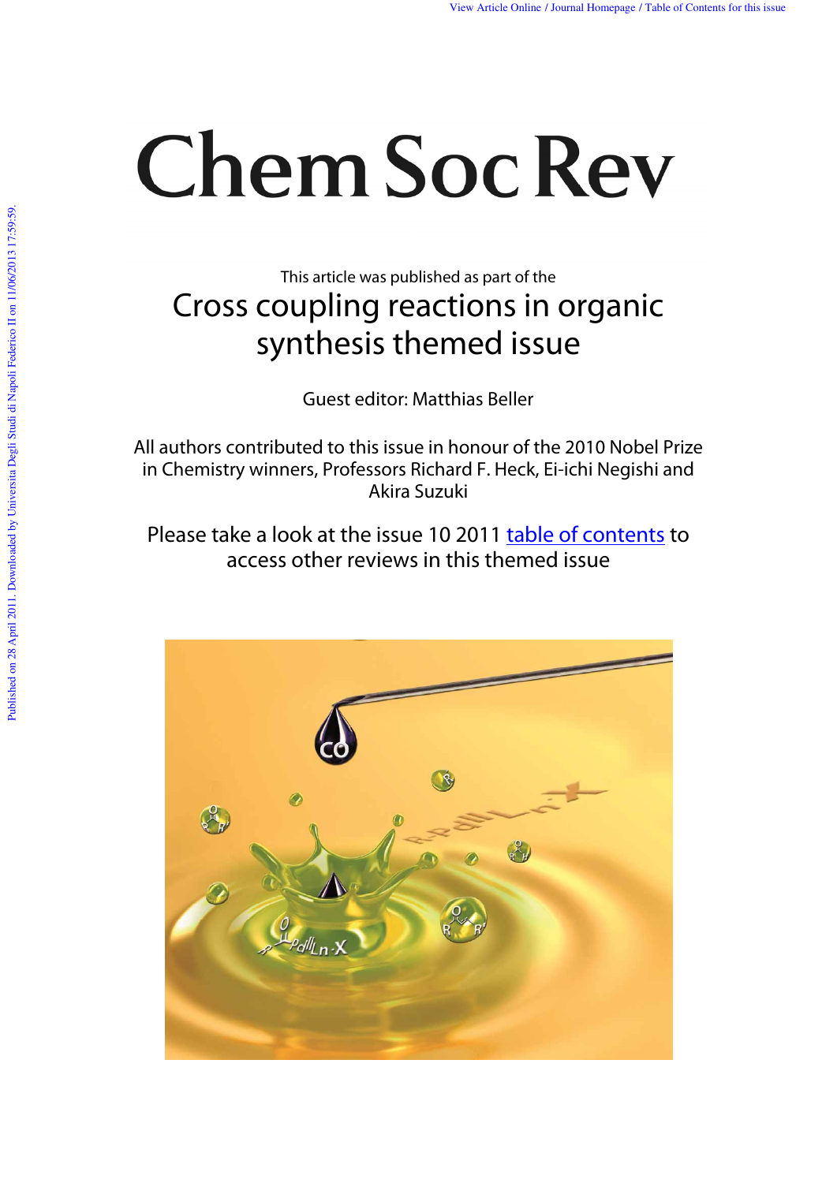# Chem Soc Rev

This article was published as part of the

## Cross coupling reactions in organic synthesis themed issue

Guest editor: Matthias Beller

All authors contributed to this issue in honour of the 2010 Nobel Prize in Chemistry winners, Professors Richard F. Heck, Ei-ichi Negishi and Akira Suzuki

Please take a look at the issue 10 2011 table of contents to access other reviews in this themed issue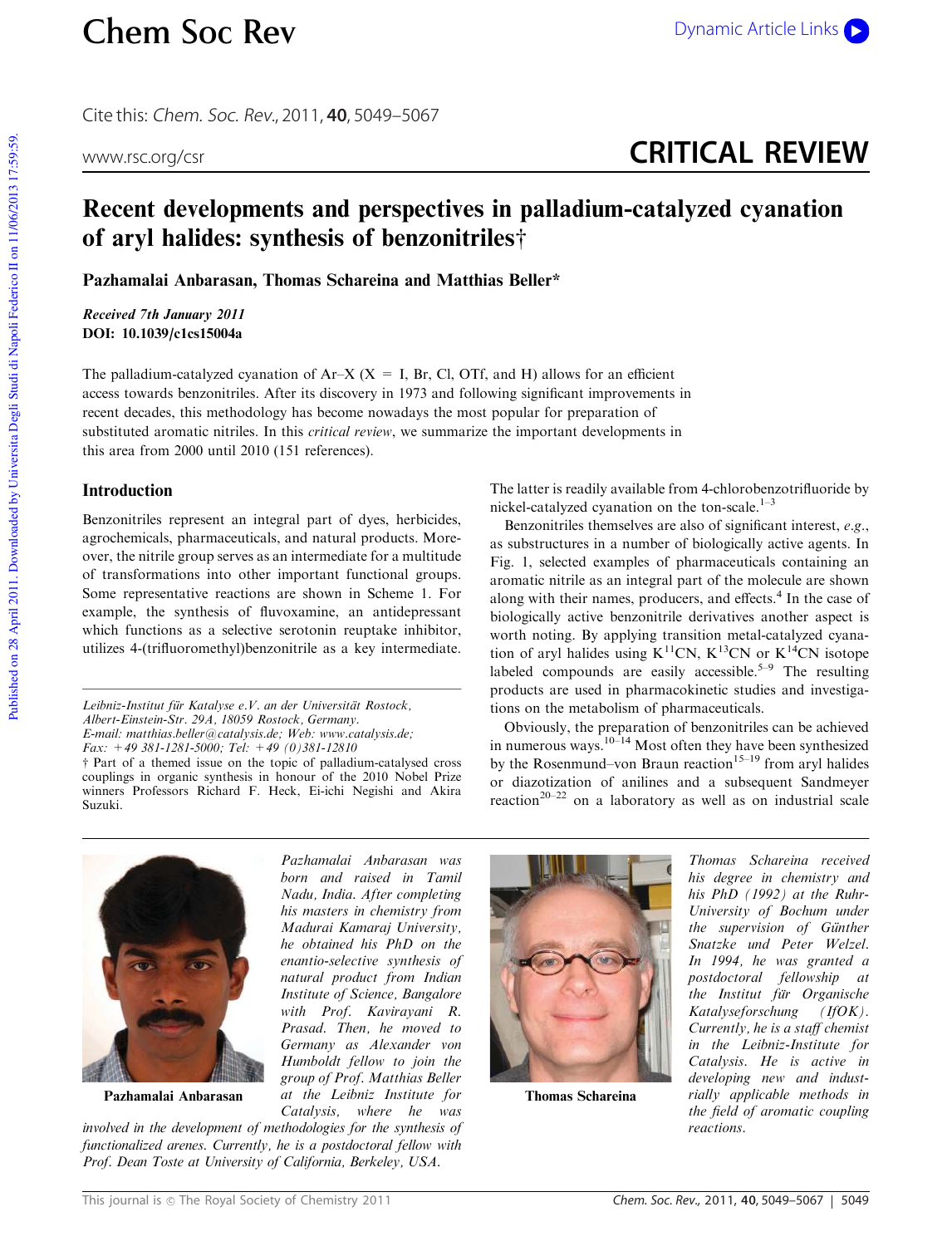Cite this: *Chem. Soc. Rev.*, 2011, **40**, 5049–5067

www.rsc.org/csr

**CRITICAL REVIEW**

# Recent developments and perspectives in palladium-catalyzed cyanation of aryl halides: synthesis of benzonitriles†

**Pazhamalai Anbarasan, Thomas Schareina and Matthias Beller***

***Received 7th January 2011***
**DOI: 10.1039/c1cs15004a**

The palladium-catalyzed cyanation of Ar–X (X = I, Br, Cl, OTf, and H) allows for an efficient access towards benzonitriles. After its discovery in 1973 and following significant improvements in recent decades, this methodology has become nowadays the most popular for preparation of substituted aromatic nitriles. In this *critical review*, we summarize the important developments in this area from 2000 until 2010 (151 references).

## Introduction

Benzonitriles represent an integral part of dyes, herbicides, agrochemicals, pharmaceuticals, and natural products. Moreover, the nitrile group serves as an intermediate for a multitude of transformations into other important functional groups. Some representative reactions are shown in Scheme 1. For example, the synthesis of fluvoxamine, an antidepressant which functions as a selective serotonin reuptake inhibitor, utilizes 4-(trifluoromethyl)benzonitrile as a key intermediate. The latter is readily available from 4-chlorobenzotrifluoride by nickel-catalyzed cyanation on the ton-scale.[1–3]

Benzonitriles themselves are also of significant interest, *e.g.*, as substructures in a number of biologically active agents. In Fig. 1, selected examples of pharmaceuticals containing an aromatic nitrile as an integral part of the molecule are shown along with their names, producers, and effects.[4] In the case of biologically active benzonitrile derivatives another aspect is worth noting. By applying transition metal-catalyzed cyanation of aryl halides using $K^{11}CN$, $K^{13}CN$ or $K^{14}CN$ isotope labeled compounds are easily accessible.[5–9] The resulting products are used in pharmacokinetic studies and investigations on the metabolism of pharmaceuticals.

Obviously, the preparation of benzonitriles can be achieved in numerous ways.[10–14] Most often they have been synthesized by the Rosenmund–von Braun reaction[15–19] from aryl halides or diazotization of anilines and a subsequent Sandmeyer reaction[20–22] on a laboratory as well as on industrial scale

*Leibniz-Institut für Katalyse e.V. an der Universität Rostock, Albert-Einstein-Str. 29A, 18059 Rostock, Germany. E-mail: matthias.beller@catalysis.de; Web: www.catalysis.de; Fax: +49 381-1281-5000; Tel: +49 (0)381-12810*

† Part of a themed issue on the topic of palladium-catalysed cross couplings in organic synthesis in honour of the 2010 Nobel Prize winners Professors Richard F. Heck, Ei-ichi Negishi and Akira Suzuki.

**Pazhamalai Anbarasan**

*Pazhamalai Anbarasan was born and raised in Tamil Nadu, India. After completing his masters in chemistry from Madurai Kamaraj University, he obtained his PhD on the enantio-selective synthesis of natural product from Indian Institute of Science, Bangalore with Prof. Kavirayani R. Prasad. Then, he moved to Germany as Alexander von Humboldt fellow to join the group of Prof. Matthias Beller at the Leibniz Institute for Catalysis, where he was involved in the development of methodologies for the synthesis of functionalized arenes. Currently, he is a postdoctoral fellow with Prof. Dean Toste at University of California, Berkeley, USA.*

**Thomas Schareina**

*Thomas Schareina received his degree in chemistry and his PhD (1992) at the Ruhr-University of Bochum under the supervision of Günther Snatzke und Peter Welzel. In 1994, he was granted a postdoctoral fellowship at the Institut für Organische Katalyseforschung (IfOK). Currently, he is a staff chemist in the Leibniz-Institute for Catalysis. He is active in developing new and industrially applicable methods in the field of aromatic coupling reactions.*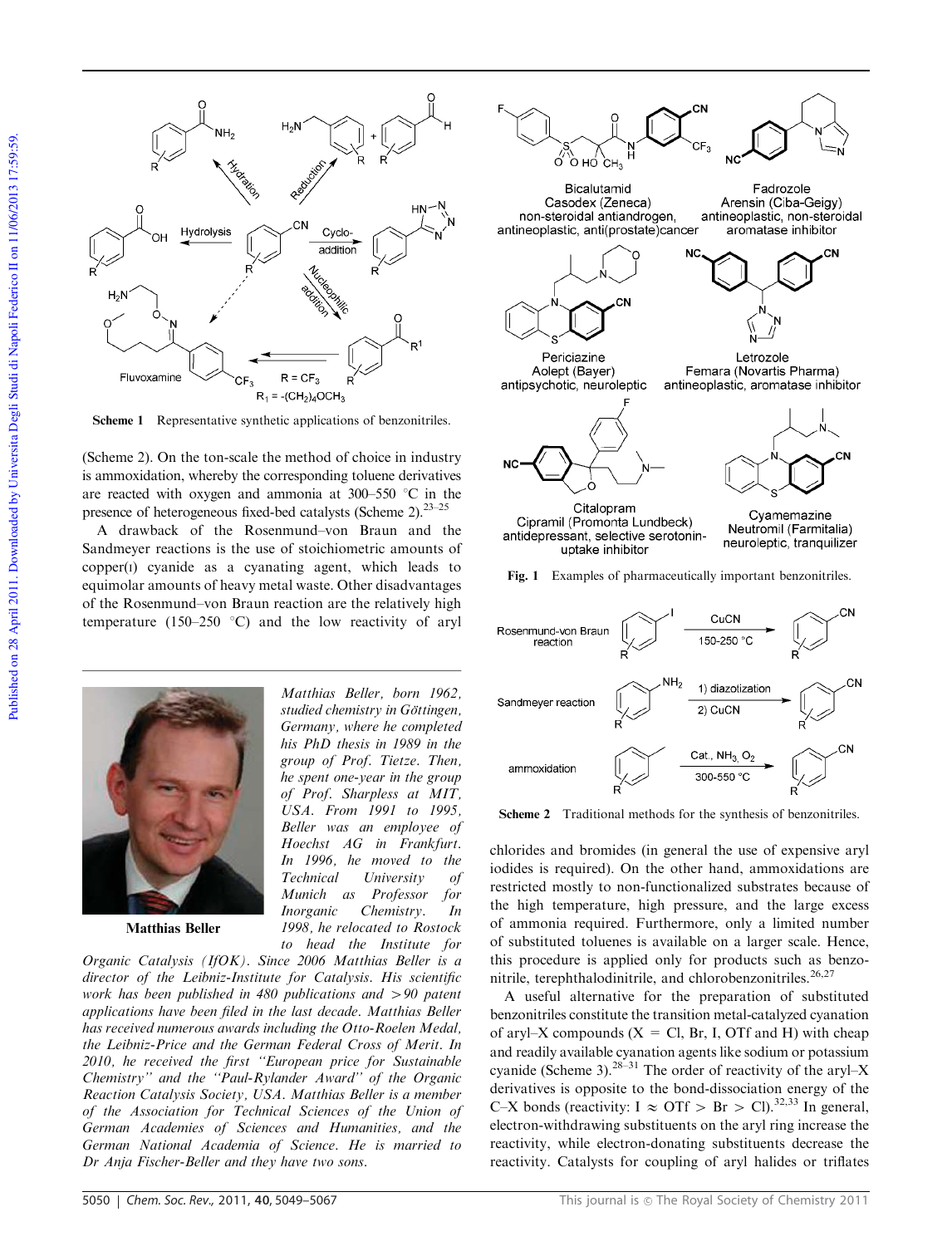Scheme 1 Representative synthetic applications of benzonitriles.

(Scheme 2). On the ton-scale the method of choice in industry is ammoxidation, whereby the corresponding toluene derivatives are reacted with oxygen and ammonia at 300–550 °C in the presence of heterogeneous fixed-bed catalysts (Scheme 2).[23–25]

A drawback of the Rosenmund–von Braun and the Sandmeyer reactions is the use of stoichiometric amounts of copper(I) cyanide as a cyanating agent, which leads to equimolar amounts of heavy metal waste. Other disadvantages of the Rosenmund–von Braun reaction are the relatively high temperature (150–250 °C) and the low reactivity of aryl chlorides and bromides (in general the use of expensive aryl iodides is required). On the other hand, ammoxidations are restricted mostly to non-functionalized substrates because of the high temperature, high pressure, and the large excess of ammonia required. Furthermore, only a limited number of substituted toluenes is available on a larger scale. Hence, this procedure is applied only for products such as benzonitrile, terephthalodinitrile, and chlorobenzonitriles.[26,27]

A useful alternative for the preparation of substituted benzonitriles constitute the transition metal-catalyzed cyanation of aryl–X compounds (X = Cl, Br, I, OTf and H) with cheap and readily available cyanation agents like sodium or potassium cyanide (Scheme 3).[28–31] The order of reactivity of the aryl–X derivatives is opposite to the bond-dissociation energy of the C–X bonds (reactivity: I ≈ OTf > Br > Cl).[32,33] In general, electron-withdrawing substituents on the aryl ring increase the reactivity, while electron-donating substituents decrease the reactivity. Catalysts for coupling of aryl halides or triflates

**Matthias Beller**

*Matthias Beller, born 1962, studied chemistry in Göttingen, Germany, where he completed his PhD thesis in 1989 in the group of Prof. Tietze. Then, he spent one-year in the group of Prof. Sharpless at MIT, USA. From 1991 to 1995, Beller was an employee of Hoechst AG in Frankfurt. In 1996, he moved to the Technical University of Munich as Professor for Inorganic Chemistry. In 1998, he relocated to Rostock to head the Institute for Organic Catalysis (IfOK). Since 2006 Matthias Beller is a director of the Leibniz-Institute for Catalysis. His scientific work has been published in 480 publications and >90 patent applications have been filed in the last decade. Matthias Beller has received numerous awards including the Otto-Roelen Medal, the Leibniz-Price and the German Federal Cross of Merit. In 2010, he received the first "European price for Sustainable Chemistry" and the "Paul-Rylander Award" of the Organic Reaction Catalysis Society, USA. Matthias Beller is a member of the Association for Technical Sciences of the Union of German Academies of Sciences and Humanities, and the German National Academia of Science. He is married to Dr Anja Fischer-Beller and they have two sons.*

Fig. 1 Examples of pharmaceutically important benzonitriles.

Scheme 2 Traditional methods for the synthesis of benzonitriles.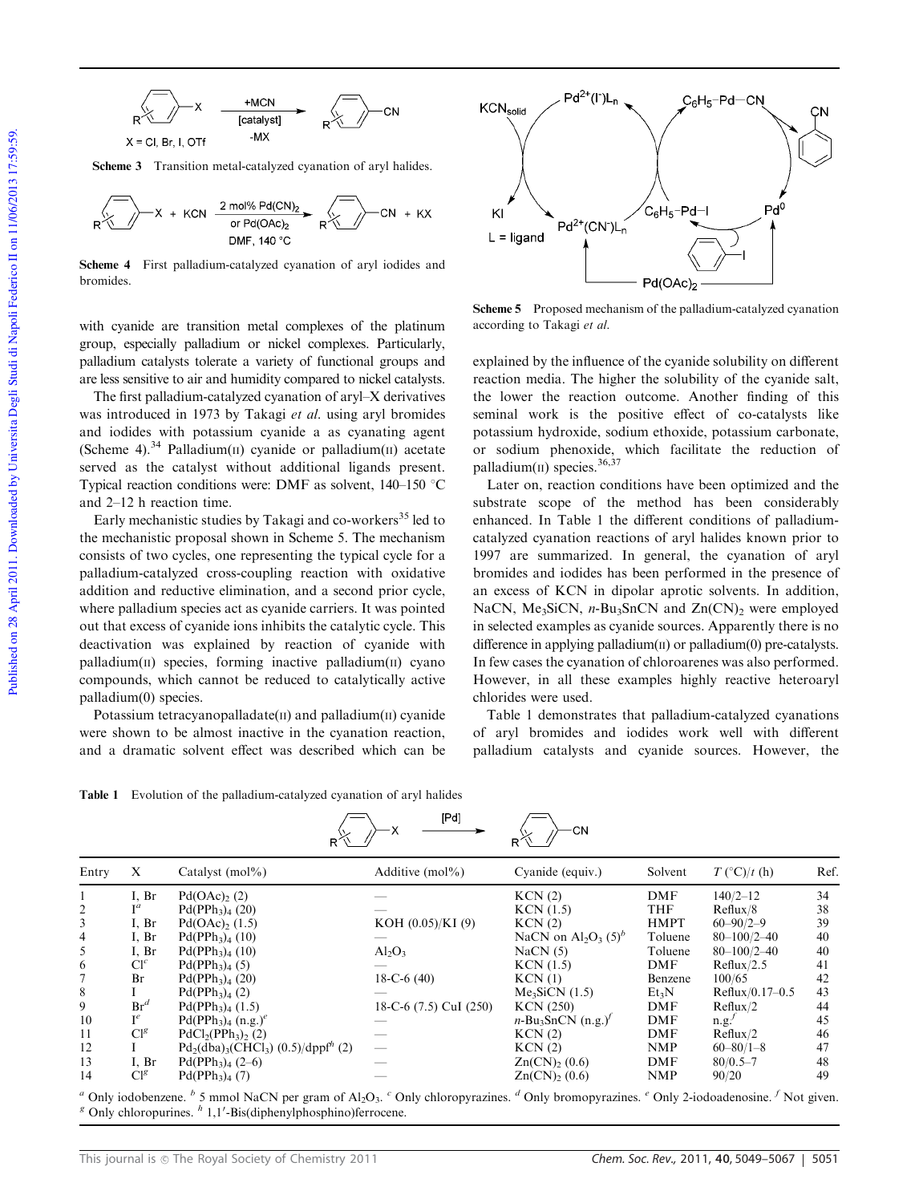Scheme 3 Transition metal-catalyzed cyanation of aryl halides.

Scheme 4 First palladium-catalyzed cyanation of aryl iodides and bromides.

Scheme 5 Proposed mechanism of the palladium-catalyzed cyanation according to Takagi *et al.*

with cyanide are transition metal complexes of the platinum group, especially palladium or nickel complexes. Particularly, palladium catalysts tolerate a variety of functional groups and are less sensitive to air and humidity compared to nickel catalysts.

The first palladium-catalyzed cyanation of aryl–X derivatives was introduced in 1973 by Takagi *et al.* using aryl bromides and iodides with potassium cyanide as a cyanating agent (Scheme 4).[34] Palladium(II) cyanide or palladium(II) acetate served as the catalyst without additional ligands present. Typical reaction conditions were: DMF as solvent, 140–150 °C and 2–12 h reaction time.

Early mechanistic studies by Takagi and co-workers[35] led to the mechanistic proposal shown in Scheme 5. The mechanism consists of two cycles, one representing the typical cycle for a palladium-catalyzed cross-coupling reaction with oxidative addition and reductive elimination, and a second prior cycle, where palladium species act as cyanide carriers. It was pointed out that excess of cyanide ions inhibits the catalytic cycle. This deactivation was explained by reaction of cyanide with palladium(II) species, forming inactive palladium(II) cyano compounds, which cannot be reduced to catalytically active palladium(0) species.

Potassium tetracyanopalladate(II) and palladium(II) cyanide were shown to be almost inactive in the cyanation reaction, and a dramatic solvent effect was described which can be explained by the influence of the cyanide solubility on different reaction media. The higher the solubility of the cyanide salt, the lower the reaction outcome. Another finding of this seminal work is the positive effect of co-catalysts like potassium hydroxide, sodium ethoxide, potassium carbonate, or sodium phenoxide, which facilitate the reduction of palladium(II) species.[36,37]

Later on, reaction conditions have been optimized and the substrate scope of the method has been considerably enhanced. In Table 1 the different conditions of palladium-catalyzed cyanation reactions of aryl halides known prior to 1997 are summarized. In general, the cyanation of aryl bromides and iodides has been performed in the presence of an excess of KCN in dipolar aprotic solvents. In addition, NaCN, $Me_3SiCN$, *n*-$Bu_3SnCN$ and $Zn(CN)_2$ were employed in selected examples as cyanide sources. Apparently there is no difference in applying palladium(II) or palladium(0) pre-catalysts. In few cases the cyanation of chloroarenes was also performed. However, in all these examples highly reactive heteroaryl chlorides were used.

Table 1 demonstrates that palladium-catalyzed cyanations of aryl bromides and iodides work well with different palladium catalysts and cyanide sources. However, the

**Table 1** Evolution of the palladium-catalyzed cyanation of aryl halides

| Entry | X | Catalyst (mol%) | Additive (mol%) | Cyanide (equiv.) | Solvent | $T$ (°C)/$t$ (h) | Ref. |
|---|---|---|---|---|---|---|---|
| 1 | I, Br | $Pd(OAc)_2$ (2) | — | KCN (2) | DMF | 140/2–12 | 34 |
| 2 | I[a] | $Pd(PPh_3)_4$ (20) | — | KCN (1.5) | THF | Reflux/8 | 38 |
| 3 | I, Br | $Pd(OAc)_2$ (1.5) | KOH (0.05)/KI (9) | KCN (2) | HMPT | 60–90/2–9 | 39 |
| 4 | I, Br | $Pd(PPh_3)_4$ (10) | — | NaCN on $Al_2O_3$ (5)[b] | Toluene | 80–100/2–40 | 40 |
| 5 | I, Br | $Pd(PPh_3)_4$ (10) | $Al_2O_3$ | NaCN (5) | Toluene | 80–100/2–40 | 40 |
| 6 | Cl[c] | $Pd(PPh_3)_4$ (5) | — | KCN (1.5) | DMF | Reflux/2.5 | 41 |
| 7 | Br | $Pd(PPh_3)_4$ (20) | 18-C-6 (40) | KCN (1) | Benzene | 100/65 | 42 |
| 8 | I | $Pd(PPh_3)_4$ (2) | — | $Me_3SiCN$ (1.5) | $Et_3N$ | Reflux/0.17–0.5 | 43 |
| 9 | Br[d] | $Pd(PPh_3)_4$ (1.5) | 18-C-6 (7.5) CuI (250) | KCN (250) | DMF | Reflux/2 | 44 |
| 10 | I[e] | $Pd(PPh_3)_4$ (n.g.)[e] | — | *n*-$Bu_3SnCN$ (n.g.)[f] | DMF | n.g.[f] | 45 |
| 11 | Cl[g] | $PdCl_2(PPh_3)_2$ (2) | — | KCN (2) | DMF | Reflux/2 | 46 |
| 12 | I | $Pd_2(dba)_3(CHCl_3)$ (0.5)/dppf[h] (2) | — | KCN (2) | NMP | 60–80/1–8 | 47 |
| 13 | I, Br | $Pd(PPh_3)_4$ (2–6) | — | $Zn(CN)_2$ (0.6) | DMF | 80/0.5–7 | 48 |
| 14 | Cl[g] | $Pd(PPh_3)_4$ (7) | — | $Zn(CN)_2$ (0.6) | NMP | 90/20 | 49 |

[a] Only iodobenzene. [b] 5 mmol NaCN per gram of $Al_2O_3$. [c] Only chloropyrazines. [d] Only bromopyrazines. [e] Only 2-iodoadenosine. [f] Not given. [g] Only chloropurines. [h] 1,1′-Bis(diphenylphosphino)ferrocene.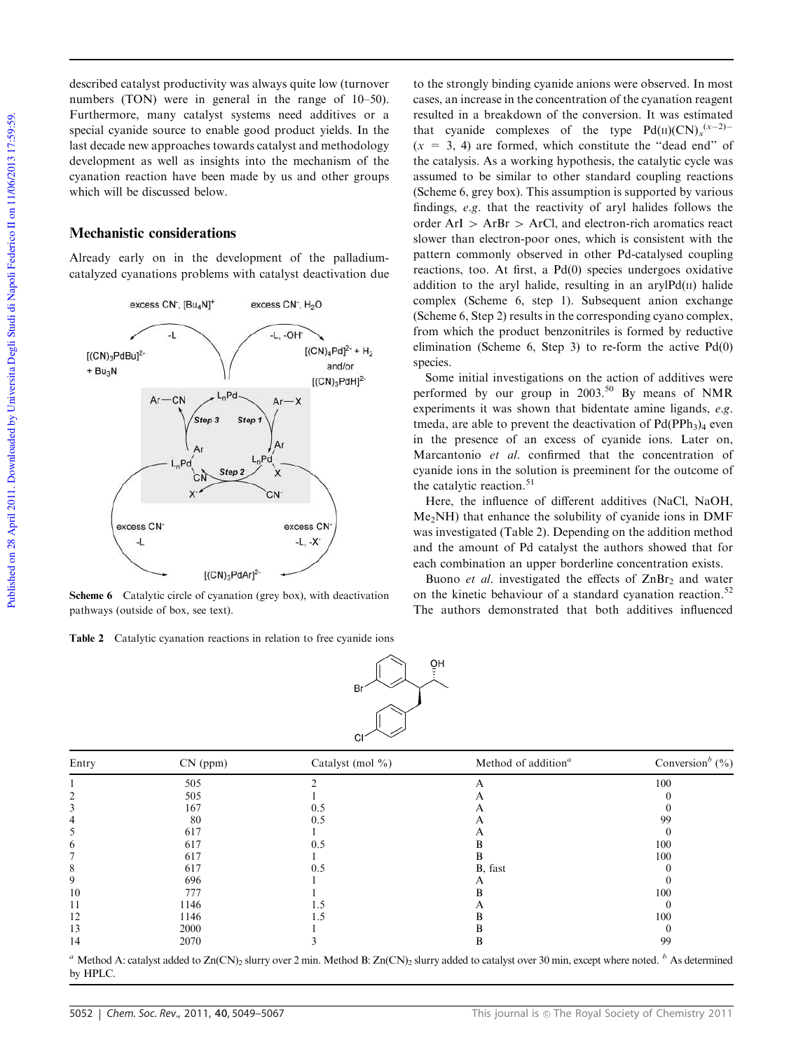described catalyst productivity was always quite low (turnover numbers (TON) were in general in the range of 10–50). Furthermore, many catalyst systems need additives or a special cyanide source to enable good product yields. In the last decade new approaches towards catalyst and methodology development as well as insights into the mechanism of the cyanation reaction have been made by us and other groups which will be discussed below.

## Mechanistic considerations

Already early on in the development of the palladium-catalyzed cyanations problems with catalyst deactivation due to the strongly binding cyanide anions were observed. In most cases, an increase in the concentration of the cyanation reagent resulted in a breakdown of the conversion. It was estimated that cyanide complexes of the type $Pd(II)(CN)_x^{(x-2)-}$ ($x$ = 3, 4) are formed, which constitute the "dead end" of the catalysis. As a working hypothesis, the catalytic cycle was assumed to be similar to other standard coupling reactions (Scheme 6, grey box). This assumption is supported by various findings, *e.g.* that the reactivity of aryl halides follows the order ArI > ArBr > ArCl, and electron-rich aromatics react slower than electron-poor ones, which is consistent with the pattern commonly observed in other Pd-catalysed coupling reactions, too. At first, a Pd(0) species undergoes oxidative addition to the aryl halide, resulting in an arylPd(II) halide complex (Scheme 6, step 1). Subsequent anion exchange (Scheme 6, Step 2) results in the corresponding cyano complex, from which the product benzonitriles is formed by reductive elimination (Scheme 6, Step 3) to re-form the active Pd(0) species.

**Scheme 6** Catalytic circle of cyanation (grey box), with deactivation pathways (outside of box, see text).

Some initial investigations on the action of additives were performed by our group in 2003.[50] By means of NMR experiments it was shown that bidentate amine ligands, *e.g.* tmeda, are able to prevent the deactivation of $Pd(PPh_3)_4$ even in the presence of an excess of cyanide ions. Later on, Marcantonio *et al.* confirmed that the concentration of cyanide ions in the solution is preeminent for the outcome of the catalytic reaction.[51]

Here, the influence of different additives (NaCl, NaOH, $Me_2NH$) that enhance the solubility of cyanide ions in DMF was investigated (Table 2). Depending on the addition method and the amount of Pd catalyst the authors showed that for each combination an upper borderline concentration exists.

Buono *et al.* investigated the effects of $ZnBr_2$ and water on the kinetic behaviour of a standard cyanation reaction.[52] The authors demonstrated that both additives influenced

**Table 2** Catalytic cyanation reactions in relation to free cyanide ions

| Entry | CN (ppm) | Catalyst (mol %) | Method of addition[a] | Conversion[b] (%) |
|---|---|---|---|---|
| 1 | 505 | 2 | A | 100 |
| 2 | 505 | 1 | A | 0 |
| 3 | 167 | 0.5 | A | 0 |
| 4 | 80 | 0.5 | A | 99 |
| 5 | 617 | 1 | A | 0 |
| 6 | 617 | 0.5 | B | 100 |
| 7 | 617 | 1 | B | 100 |
| 8 | 617 | 0.5 | B, fast | 0 |
| 9 | 696 | 1 | A | 0 |
| 10 | 777 | 1 | B | 100 |
| 11 | 1146 | 1.5 | A | 0 |
| 12 | 1146 | 1.5 | B | 100 |
| 13 | 2000 | 1 | B | 0 |
| 14 | 2070 | 3 | B | 99 |

[a] Method A: catalyst added to $Zn(CN)_2$ slurry over 2 min. Method B: $Zn(CN)_2$ slurry added to catalyst over 30 min, except where noted. [b] As determined by HPLC.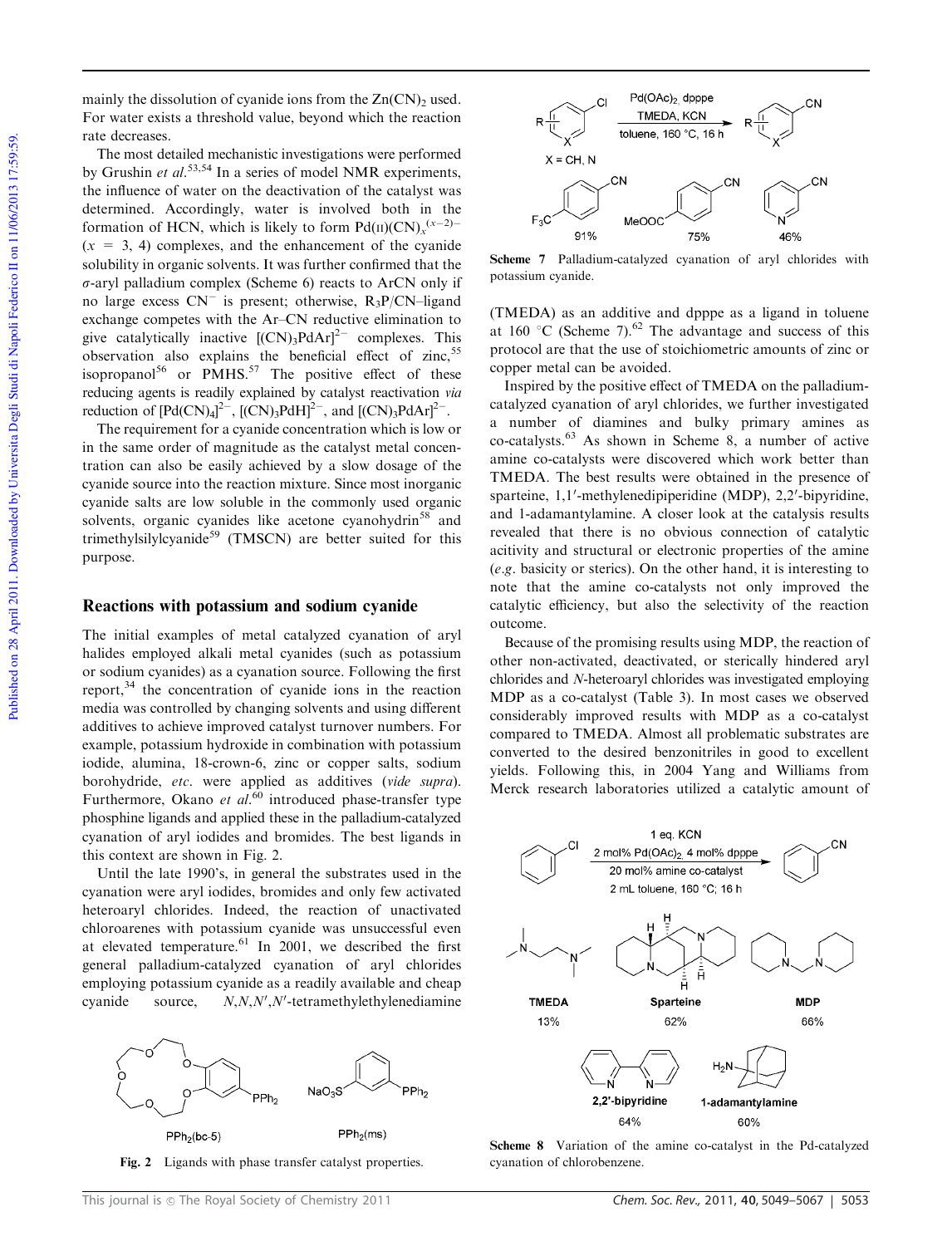mainly the dissolution of cyanide ions from the $Zn(CN)_2$ used. For water exists a threshold value, beyond which the reaction rate decreases.

The most detailed mechanistic investigations were performed by Grushin *et al.*[53,54] In a series of model NMR experiments, the influence of water on the deactivation of the catalyst was determined. Accordingly, water is involved both in the formation of HCN, which is likely to form $Pd(II)(CN)_x^{(x-2)-}$ ($x$ = 3, 4) complexes, and the enhancement of the cyanide solubility in organic solvents. It was further confirmed that the σ-aryl palladium complex (Scheme 6) reacts to ArCN only if no large excess $CN^-$ is present; otherwise, $R_3P$/CN–ligand exchange competes with the Ar–CN reductive elimination to give catalytically inactive $[(CN)_3PdAr]^{2-}$ complexes. This observation also explains the beneficial effect of zinc,[55] isopropanol[56] or PMHS.[57] The positive effect of these reducing agents is readily explained by catalyst reactivation *via* reduction of $[Pd(CN)_4]^{2-}$, $[(CN)_3PdH]^{2-}$, and $[(CN)_3PdAr]^{2-}$.

The requirement for a cyanide concentration which is low or in the same order of magnitude as the catalyst metal concentration can also be easily achieved by a slow dosage of the cyanide source into the reaction mixture. Since most inorganic cyanide salts are low soluble in the commonly used organic solvents, organic cyanides like acetone cyanohydrin[58] and trimethylsilylcyanide[59] (TMSCN) are better suited for this purpose.

## Reactions with potassium and sodium cyanide

The initial examples of metal catalyzed cyanation of aryl halides employed alkali metal cyanides (such as potassium or sodium cyanides) as a cyanation source. Following the first report,[34] the concentration of cyanide ions in the reaction media was controlled by changing solvents and using different additives to achieve improved catalyst turnover numbers. For example, potassium hydroxide in combination with potassium iodide, alumina, 18-crown-6, zinc or copper salts, sodium borohydride, *etc.* were applied as additives (*vide supra*). Furthermore, Okano *et al.*[60] introduced phase-transfer type phosphine ligands and applied these in the palladium-catalyzed cyanation of aryl iodides and bromides. The best ligands in this context are shown in Fig. 2.

Until the late 1990's, in general the substrates used in the cyanation were aryl iodides, bromides and only few activated heteroaryl chlorides. Indeed, the reaction of unactivated chloroarenes with potassium cyanide was unsuccessful even at elevated temperature.[61] In 2001, we described the first general palladium-catalyzed cyanation of aryl chlorides employing potassium cyanide as a readily available and cheap cyanide source, *N,N,N′,N′*-tetramethylethylenediamine (TMEDA) as an additive and dpppe as a ligand in toluene at 160 °C (Scheme 7).[62] The advantage and success of this protocol are that the use of stoichiometric amounts of zinc or copper metal can be avoided.

PPh$_2$(bc-5) PPh$_2$(ms)

**Fig. 2** Ligands with phase transfer catalyst properties.

Pd(OAc)$_2$, dpppe; TMEDA, KCN; toluene, 160 °C, 16 h; X = CH, N

4-CF$_3$: 91%; 4-MeOOC: 75%; 3-pyridyl: 46%

**Scheme 7** Palladium-catalyzed cyanation of aryl chlorides with potassium cyanide.

Inspired by the positive effect of TMEDA on the palladium-catalyzed cyanation of aryl chlorides, we further investigated a number of diamines and bulky primary amines as co-catalysts.[63] As shown in Scheme 8, a number of active amine co-catalysts were discovered which work better than TMEDA. The best results were obtained in the presence of sparteine, 1,1′-methylenedipiperidine (MDP), 2,2′-bipyridine, and 1-adamantylamine. A closer look at the catalysis results revealed that there is no obvious connection of catalytic acitivity and structural or electronic properties of the amine (*e.g.* basicity or sterics). On the other hand, it is interesting to note that the amine co-catalysts not only improved the catalytic efficiency, but also the selectivity of the reaction outcome.

Because of the promising results using MDP, the reaction of other non-activated, deactivated, or sterically hindered aryl chlorides and *N*-heteroaryl chlorides was investigated employing MDP as a co-catalyst (Table 3). In most cases we observed considerably improved results with MDP as a co-catalyst compared to TMEDA. Almost all problematic substrates are converted to the desired benzonitriles in good to excellent yields. Following this, in 2004 Yang and Williams from Merck research laboratories utilized a catalytic amount of

1 eq. KCN; 2 mol% Pd(OAc)$_2$, 4 mol% dpppe; 20 mol% amine co-catalyst; 2 mL toluene, 160 °C; 16 h

TMEDA 13%; Sparteine 62%; MDP 66%; 2,2′-bipyridine 64%; 1-adamantylamine 60%

**Scheme 8** Variation of the amine co-catalyst in the Pd-catalyzed cyanation of chlorobenzene.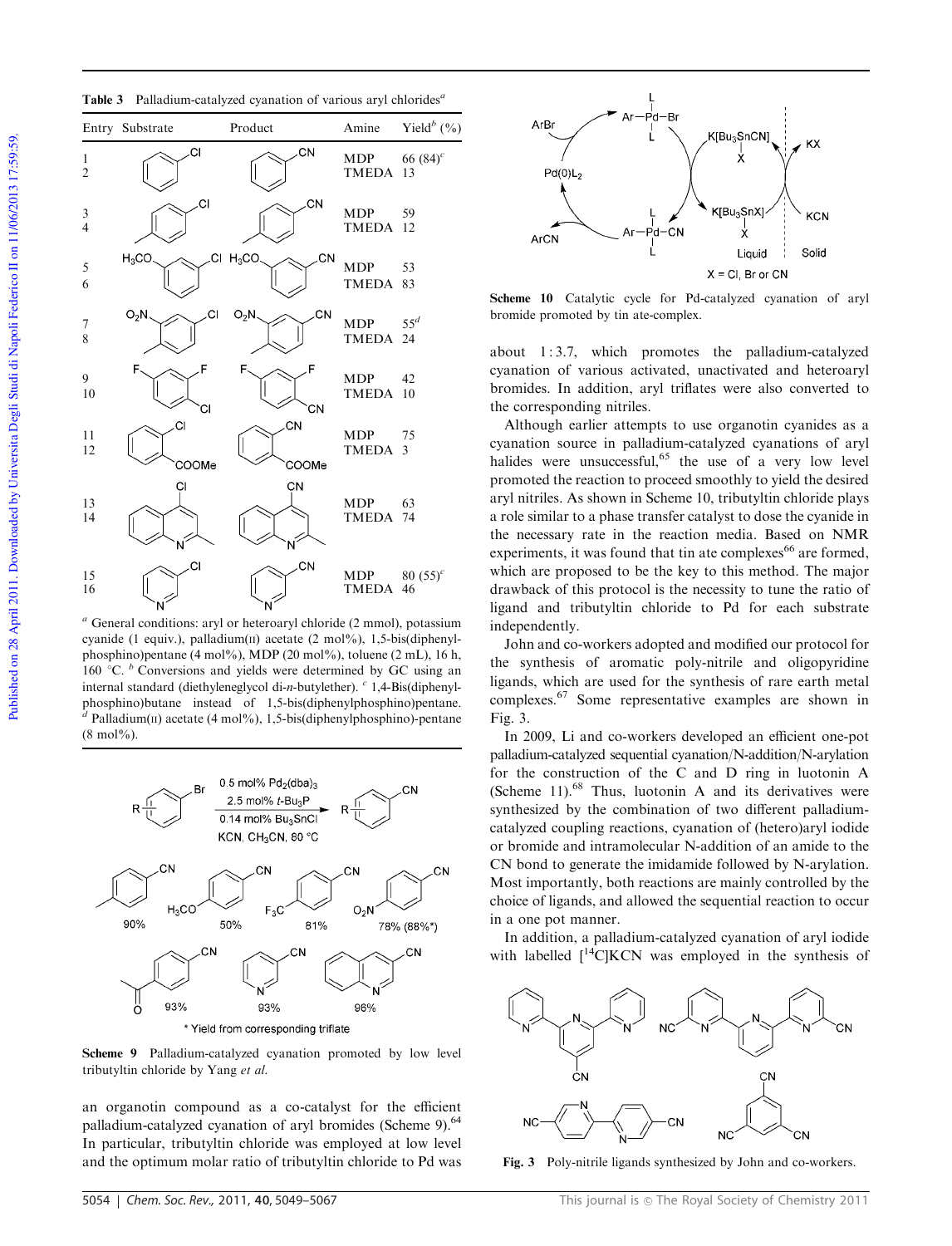**Table 3** Palladium-catalyzed cyanation of various aryl chlorides[a]

| Entry | Substrate | Product | Amine | Yield[b] (%) |
|---|---|---|---|---|
| 1 | chlorobenzene | benzonitrile | MDP | 66 (84)[c] |
| 2 | | | TMEDA | 13 |
| 3 | 4-chlorotoluene | 4-methylbenzonitrile | MDP | 59 |
| 4 | | | TMEDA | 12 |
| 5 | 3-chloroanisole | 3-methoxybenzonitrile | MDP | 53 |
| 6 | | | TMEDA | 83 |
| 7 | 4-methyl-3-nitrochlorobenzene | 4-methyl-3-nitrobenzonitrile | MDP | 55[d] |
| 8 | | | TMEDA | 24 |
| 9 | 2,4-difluorochlorobenzene | 2,4-difluorobenzonitrile | MDP | 42 |
| 10 | | | TMEDA | 10 |
| 11 | methyl 2-chlorobenzoate | methyl 2-cyanobenzoate | MDP | 75 |
| 12 | | | TMEDA | 3 |
| 13 | 4-chloro-2-methylquinoline | 4-cyano-2-methylquinoline | MDP | 63 |
| 14 | | | TMEDA | 74 |
| 15 | 3-chloropyridine | 3-cyanopyridine | MDP | 80 (55)[c] |
| 16 | | | TMEDA | 46 |

[a] General conditions: aryl or heteroaryl chloride (2 mmol), potassium cyanide (1 equiv.), palladium(II) acetate (2 mol%), 1,5-bis(diphenylphosphino)pentane (4 mol%), MDP (20 mol%), toluene (2 mL), 16 h, 160 °C. [b] Conversions and yields were determined by GC using an internal standard (diethyleneglycol di-n-butylether). [c] 1,4-Bis(diphenylphosphino)butane instead of 1,5-bis(diphenylphosphino)pentane. [d] Palladium(II) acetate (4 mol%), 1,5-bis(diphenylphosphino)-pentane (8 mol%).

R–C₆H₄–Br → R–C₆H₄–CN; 0.5 mol% $Pd_2(dba)_3$, 2.5 mol% $t$-$Bu_3P$, 0.14 mol% $Bu_3SnCl$, KCN, $CH_3CN$, 80 °C

Products: 4-methylbenzonitrile 90%; 4-methoxybenzonitrile 50%; 4-(trifluoromethyl)benzonitrile 81%; 4-nitrobenzonitrile 78% (88%*); 4-acetylbenzonitrile 93%; 3-cyanopyridine 93%; 3-cyanoquinoline 96%

\* Yield from corresponding triflate

**Scheme 9** Palladium-catalyzed cyanation promoted by low level tributyltin chloride by Yang *et al.*

an organotin compound as a co-catalyst for the efficient palladium-catalyzed cyanation of aryl bromides (Scheme 9).[64] In particular, tributyltin chloride was employed at low level and the optimum molar ratio of tributyltin chloride to Pd was about 1 : 3.7, which promotes the palladium-catalyzed cyanation of various activated, unactivated and heteroaryl bromides. In addition, aryl triflates were also converted to the corresponding nitriles.

ArBr + $Pd(0)L_2$ → Ar–Pd(L)₂–Br; $K[Bu_3SnCN]X$ → $K[Bu_3SnX]X$; Ar–Pd(L)₂–CN → ArCN; KCN → KX (Liquid | Solid); X = Cl, Br or CN

**Scheme 10** Catalytic cycle for Pd-catalyzed cyanation of aryl bromide promoted by tin ate-complex.

Although earlier attempts to use organotin cyanides as a cyanation source in palladium-catalyzed cyanations of aryl halides were unsuccessful,[65] the use of a very low level promoted the reaction to proceed smoothly to yield the desired aryl nitriles. As shown in Scheme 10, tributyltin chloride plays a role similar to a phase transfer catalyst to dose the cyanide in the necessary rate in the reaction media. Based on NMR experiments, it was found that tin ate complexes[66] are formed, which are proposed to be the key to this method. The major drawback of this protocol is the necessity to tune the ratio of ligand and tributyltin chloride to Pd for each substrate independently.

John and co-workers adopted and modified our protocol for the synthesis of aromatic poly-nitrile and oligopyridine ligands, which are used for the synthesis of rare earth metal complexes.[67] Some representative examples are shown in Fig. 3.

In 2009, Li and co-workers developed an efficient one-pot palladium-catalyzed sequential cyanation/N-addition/N-arylation for the construction of the C and D ring in luotonin A (Scheme 11).[68] Thus, luotonin A and its derivatives were synthesized by the combination of two different palladium-catalyzed coupling reactions, cyanation of (hetero)aryl iodide or bromide and intramolecular N-addition of an amide to the CN bond to generate the imidamide followed by N-arylation. Most importantly, both reactions are mainly controlled by the choice of ligands, and allowed the sequential reaction to occur in a one pot manner.

In addition, a palladium-catalyzed cyanation of aryl iodide with labelled [$^{14}$C]KCN was employed in the synthesis of

**Fig. 3** Poly-nitrile ligands synthesized by John and co-workers.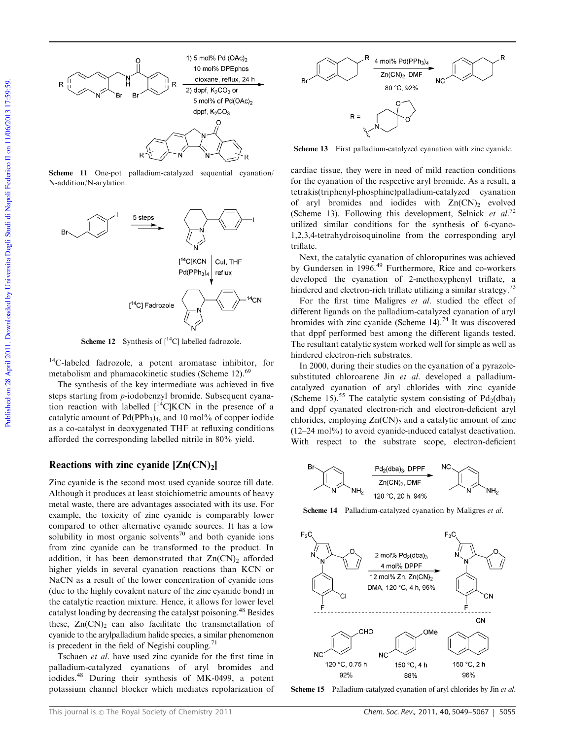Scheme 11 One-pot palladium-catalyzed sequential cyanation/N-addition/N-arylation.

Scheme 12 Synthesis of [$^{14}$C] labelled fadrozole.

$^{14}$C-labeled fadrozole, a potent aromatase inhibitor, for metabolism and phamacokinetic studies (Scheme 12).[69]

The synthesis of the key intermediate was achieved in five steps starting from *p*-iodobenzyl bromide. Subsequent cyanation reaction with labelled [$^{14}$C]KCN in the presence of a catalytic amount of $Pd(PPh_3)_4$, and 10 mol% of copper iodide as a co-catalyst in deoxygenated THF at refluxing conditions afforded the corresponding labelled nitrile in 80% yield.

## Reactions with zinc cyanide [$Zn(CN)_2$]

Zinc cyanide is the second most used cyanide source till date. Although it produces at least stoichiometric amounts of heavy metal waste, there are advantages associated with its use. For example, the toxicity of zinc cyanide is comparably lower compared to other alternative cyanide sources. It has a low solubility in most organic solvents[70] and both cyanide ions from zinc cyanide can be transformed to the product. In addition, it has been demonstrated that $Zn(CN)_2$ afforded higher yields in several cyanation reactions than KCN or NaCN as a result of the lower concentration of cyanide ions (due to the highly covalent nature of the zinc cyanide bond) in the catalytic reaction mixture. Hence, it allows for lower level catalyst loading by decreasing the catalyst poisoning.[48] Besides these, $Zn(CN)_2$ can also facilitate the transmetallation of cyanide to the arylpalladium halide species, a similar phenomenon is precedent in the field of Negishi coupling.[71]

Tschaen *et al.* have used zinc cyanide for the first time in palladium-catalyzed cyanations of aryl bromides and iodides.[48] During their synthesis of MK-0499, a potent potassium channel blocker which mediates repolarization of cardiac tissue, they were in need of mild reaction conditions for the cyanation of the respective aryl bromide. As a result, a tetrakis(triphenyl-phosphine)palladium-catalyzed cyanation of aryl bromides and iodides with $Zn(CN)_2$ evolved (Scheme 13). Following this development, Selnick *et al.*[72] utilized similar conditions for the synthesis of 6-cyano-1,2,3,4-tetrahydroisoquinoline from the corresponding aryl triflate.

Scheme 13 First palladium-catalyzed cyanation with zinc cyanide.

Next, the catalytic cyanation of chloropurines was achieved by Gundersen in 1996.[49] Furthermore, Rice and co-workers developed the cyanation of 2-methoxyphenyl triflate, a hindered and electron-rich triflate utilizing a similar strategy.[73]

For the first time Maligres *et al.* studied the effect of different ligands on the palladium-catalyzed cyanation of aryl bromides with zinc cyanide (Scheme 14).[74] It was discovered that dppf performed best among the different ligands tested. The resultant catalytic system worked well for simple as well as hindered electron-rich substrates.

In 2000, during their studies on the cyanation of a pyrazole-substituted chloroarene Jin *et al.* developed a palladium-catalyzed cyanation of aryl chlorides with zinc cyanide (Scheme 15).[55] The catalytic system consisting of $Pd_2(dba)_3$ and dppf cyanated electron-rich and electron-deficient aryl chlorides, employing $Zn(CN)_2$ and a catalytic amount of zinc (12–24 mol%) to avoid cyanide-induced catalyst deactivation. With respect to the substrate scope, electron-deficient

Scheme 14 Palladium-catalyzed cyanation by Maligres *et al.*

Scheme 15 Palladium-catalyzed cyanation of aryl chlorides by Jin *et al.*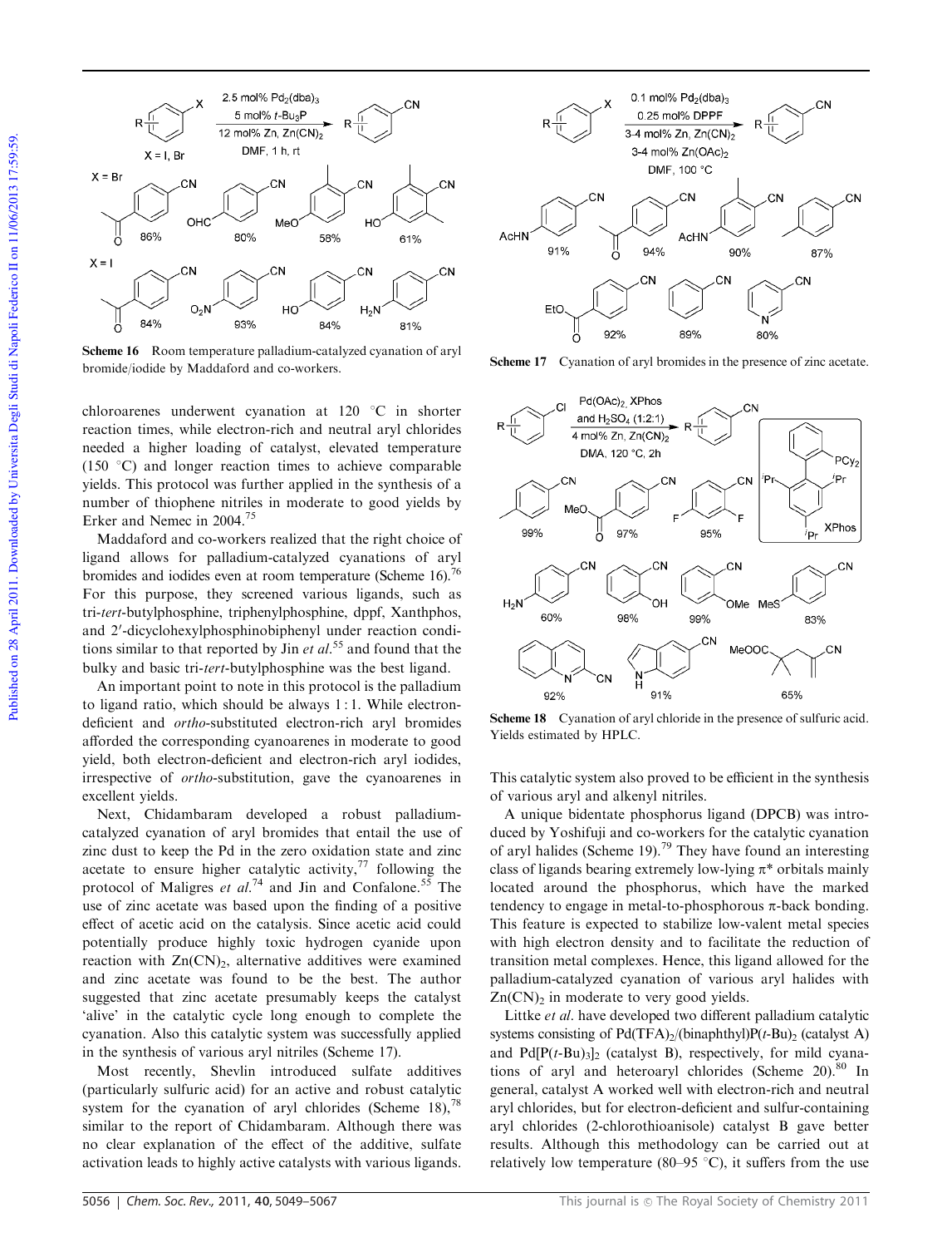Scheme 16 Room temperature palladium-catalyzed cyanation of aryl bromide/iodide by Maddaford and co-workers.

Scheme 17 Cyanation of aryl bromides in the presence of zinc acetate.

chloroarenes underwent cyanation at 120 °C in shorter reaction times, while electron-rich and neutral aryl chlorides needed a higher loading of catalyst, elevated temperature (150 °C) and longer reaction times to achieve comparable yields. This protocol was further applied in the synthesis of a number of thiophene nitriles in moderate to good yields by Erker and Nemec in 2004.[75]

Maddaford and co-workers realized that the right choice of ligand allows for palladium-catalyzed cyanations of aryl bromides and iodides even at room temperature (Scheme 16).[76] For this purpose, they screened various ligands, such as tri-*tert*-butylphosphine, triphenylphosphine, dppf, Xanthphos, and 2′-dicyclohexylphosphinobiphenyl under reaction conditions similar to that reported by Jin *et al.*[55] and found that the bulky and basic tri-*tert*-butylphosphine was the best ligand.

An important point to note in this protocol is the palladium to ligand ratio, which should be always 1 : 1. While electron-deficient and *ortho*-substituted electron-rich aryl bromides afforded the corresponding cyanoarenes in moderate to good yield, both electron-deficient and electron-rich aryl iodides, irrespective of *ortho*-substitution, gave the cyanoarenes in excellent yields.

Next, Chidambaram developed a robust palladium-catalyzed cyanation of aryl bromides that entail the use of zinc dust to keep the Pd in the zero oxidation state and zinc acetate to ensure higher catalytic activity,[77] following the protocol of Maligres *et al.*[74] and Jin and Confalone.[55] The use of zinc acetate was based upon the finding of a positive effect of acetic acid on the catalysis. Since acetic acid could potentially produce highly toxic hydrogen cyanide upon reaction with $Zn(CN)_2$, alternative additives were examined and zinc acetate was found to be the best. The author suggested that zinc acetate presumably keeps the catalyst 'alive' in the catalytic cycle long enough to complete the cyanation. Also this catalytic system was successfully applied in the synthesis of various aryl nitriles (Scheme 17).

Most recently, Shevlin introduced sulfate additives (particularly sulfuric acid) for an active and robust catalytic system for the cyanation of aryl chlorides (Scheme 18),[78] similar to the report of Chidambaram. Although there was no clear explanation of the effect of the additive, sulfate activation leads to highly active catalysts with various ligands.

Scheme 18 Cyanation of aryl chloride in the presence of sulfuric acid. Yields estimated by HPLC.

This catalytic system also proved to be efficient in the synthesis of various aryl and alkenyl nitriles.

A unique bidentate phosphorus ligand (DPCB) was introduced by Yoshifuji and co-workers for the catalytic cyanation of aryl halides (Scheme 19).[79] They have found an interesting class of ligands bearing extremely low-lying $\pi^*$ orbitals mainly located around the phosphorus, which have the marked tendency to engage in metal-to-phosphorous $\pi$-back bonding. This feature is expected to stabilize low-valent metal species with high electron density and to facilitate the reduction of transition metal complexes. Hence, this ligand allowed for the palladium-catalyzed cyanation of various aryl halides with $Zn(CN)_2$ in moderate to very good yields.

Littke *et al.* have developed two different palladium catalytic systems consisting of $Pd(TFA)_2$/(binaphthyl)$P(t\text{-Bu})_2$ (catalyst A) and $Pd[P(t\text{-Bu})_3]_2$ (catalyst B), respectively, for mild cyanations of aryl and heteroaryl chlorides (Scheme 20).[80] In general, catalyst A worked well with electron-rich and neutral aryl chlorides, but for electron-deficient and sulfur-containing aryl chlorides (2-chlorothioanisole) catalyst B gave better results. Although this methodology can be carried out at relatively low temperature (80–95 °C), it suffers from the use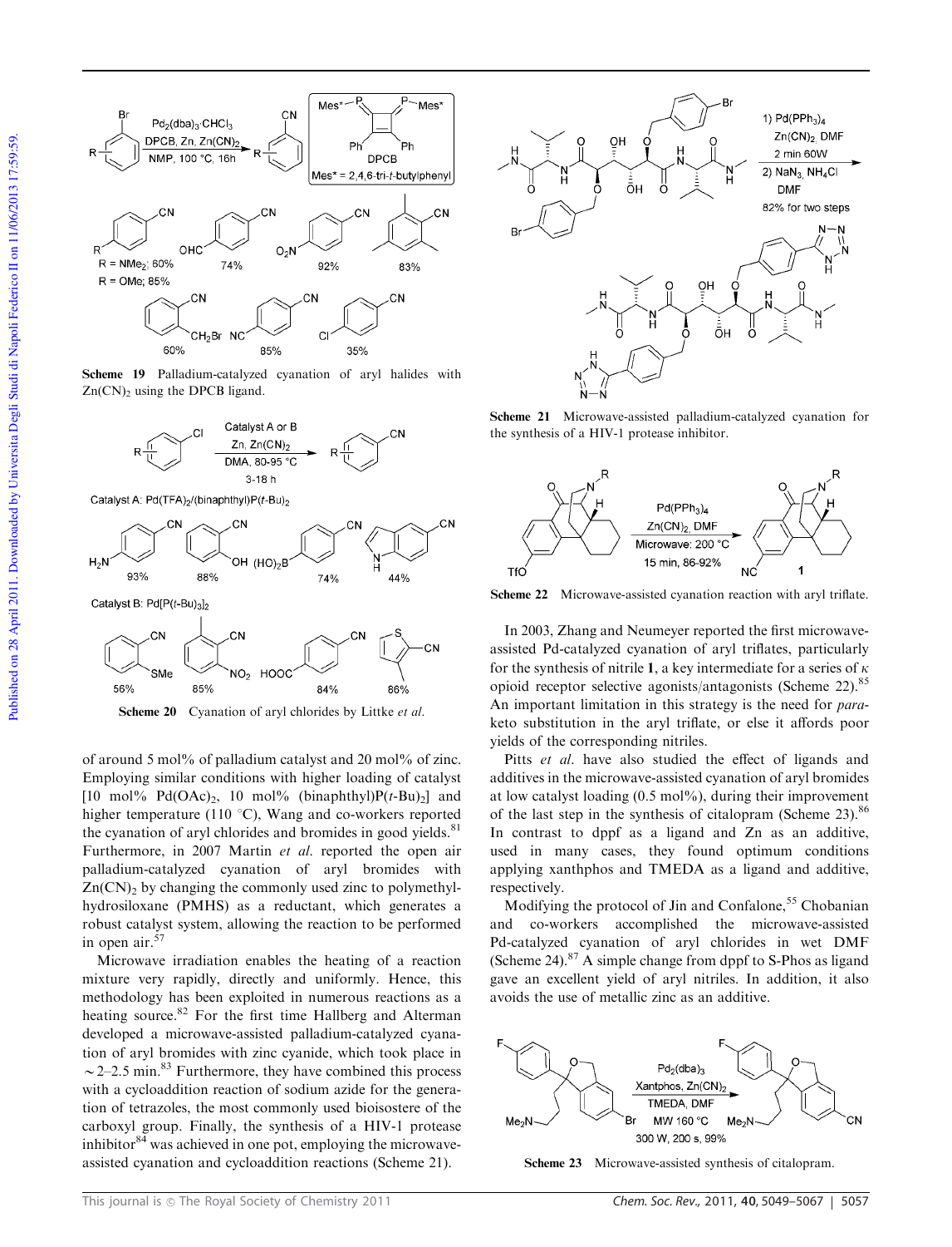Scheme 19 Palladium-catalyzed cyanation of aryl halides with $Zn(CN)_2$ using the DPCB ligand.

Scheme 20 Cyanation of aryl chlorides by Littke *et al.*

of around 5 mol% of palladium catalyst and 20 mol% of zinc. Employing similar conditions with higher loading of catalyst [10 mol% $Pd(OAc)_2$, 10 mol% (binaphthyl)P($t$-Bu)$_2$] and higher temperature (110 °C), Wang and co-workers reported the cyanation of aryl chlorides and bromides in good yields.[81] Furthermore, in 2007 Martin *et al.* reported the open air palladium-catalyzed cyanation of aryl bromides with $Zn(CN)_2$ by changing the commonly used zinc to polymethylhydrosiloxane (PMHS) as a reductant, which generates a robust catalyst system, allowing the reaction to be performed in open air.[57]

Microwave irradiation enables the heating of a reaction mixture very rapidly, directly and uniformly. Hence, this methodology has been exploited in numerous reactions as a heating source.[82] For the first time Hallberg and Alterman developed a microwave-assisted palladium-catalyzed cyanation of aryl bromides with zinc cyanide, which took place in ~2–2.5 min.[83] Furthermore, they have combined this process with a cycloaddition reaction of sodium azide for the generation of tetrazoles, the most commonly used bioisostere of the carboxyl group. Finally, the synthesis of a HIV-1 protease inhibitor[84] was achieved in one pot, employing the microwave-assisted cyanation and cycloaddition reactions (Scheme 21).

Scheme 21 Microwave-assisted palladium-catalyzed cyanation for the synthesis of a HIV-1 protease inhibitor.

Scheme 22 Microwave-assisted cyanation reaction with aryl triflate.

In 2003, Zhang and Neumeyer reported the first microwave-assisted Pd-catalyzed cyanation of aryl triflates, particularly for the synthesis of nitrile **1**, a key intermediate for a series of $\kappa$ opioid receptor selective agonists/antagonists (Scheme 22).[85] An important limitation in this strategy is the need for *para*-keto substitution in the aryl triflate, or else it affords poor yields of the corresponding nitriles.

Pitts *et al.* have also studied the effect of ligands and additives in the microwave-assisted cyanation of aryl bromides at low catalyst loading (0.5 mol%), during their improvement of the last step in the synthesis of citalopram (Scheme 23).[86] In contrast to dppf as a ligand and Zn as an additive, used in many cases, they found optimum conditions applying xanthphos and TMEDA as a ligand and additive, respectively.

Modifying the protocol of Jin and Confalone,[55] Chobanian and co-workers accomplished the microwave-assisted Pd-catalyzed cyanation of aryl chlorides in wet DMF (Scheme 24).[87] A simple change from dppf to S-Phos as ligand gave an excellent yield of aryl nitriles. In addition, it also avoids the use of metallic zinc as an additive.

Scheme 23 Microwave-assisted synthesis of citalopram.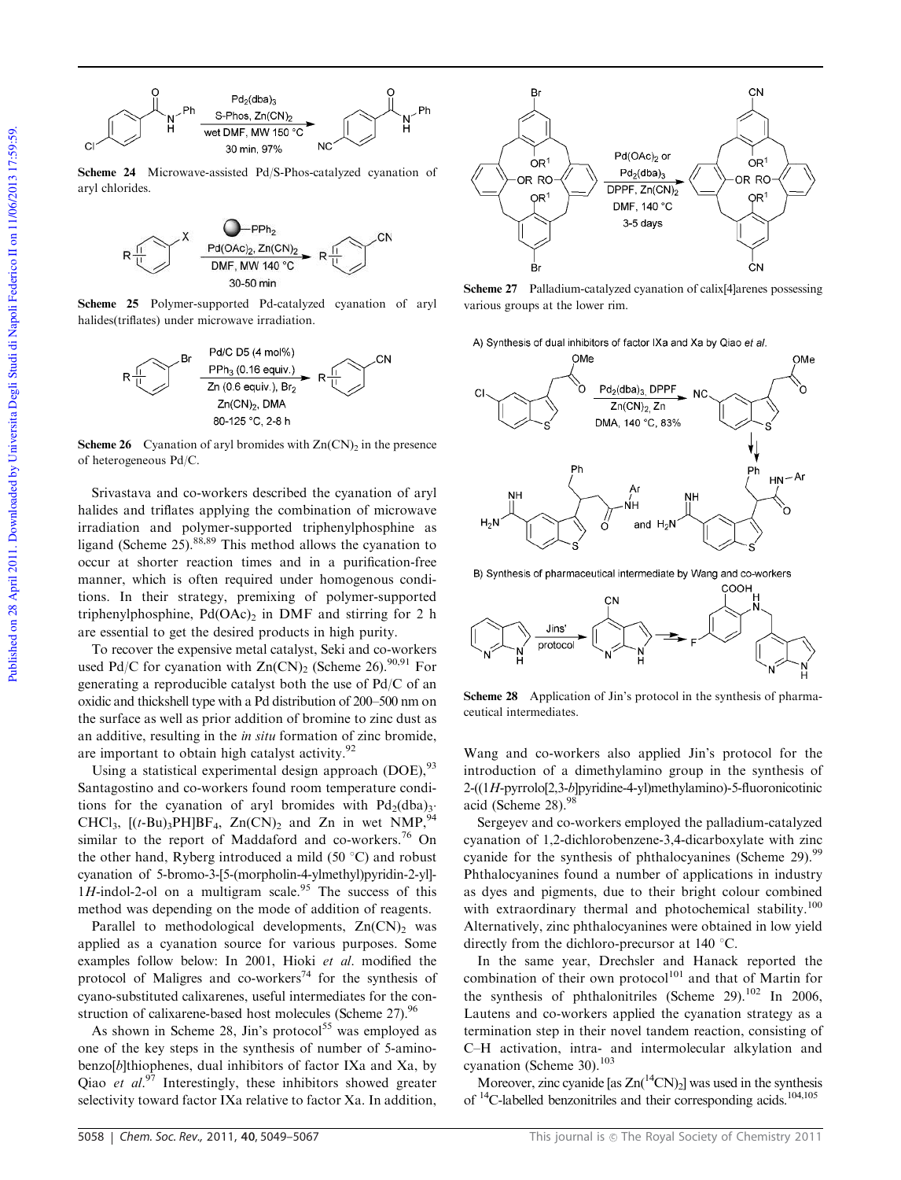Scheme 24 Microwave-assisted Pd/S-Phos-catalyzed cyanation of aryl chlorides.

Scheme 25 Polymer-supported Pd-catalyzed cyanation of aryl halides(triflates) under microwave irradiation.

Scheme 26 Cyanation of aryl bromides with $Zn(CN)_2$ in the presence of heterogeneous Pd/C.

Srivastava and co-workers described the cyanation of aryl halides and triflates applying the combination of microwave irradiation and polymer-supported triphenylphosphine as ligand (Scheme 25).[88,89] This method allows the cyanation to occur at shorter reaction times and in a purification-free manner, which is often required under homogenous conditions. In their strategy, premixing of polymer-supported triphenylphosphine, $Pd(OAc)_2$ in DMF and stirring for 2 h are essential to get the desired products in high purity.

To recover the expensive metal catalyst, Seki and co-workers used Pd/C for cyanation with $Zn(CN)_2$ (Scheme 26).[90,91] For generating a reproducible catalyst both the use of Pd/C of an oxidic and thickshell type with a Pd distribution of 200–500 nm on the surface as well as prior addition of bromine to zinc dust as an additive, resulting in the *in situ* formation of zinc bromide, are important to obtain high catalyst activity.[92]

Using a statistical experimental design approach (DOE),[93] Santagostino and co-workers found room temperature conditions for the cyanation of aryl bromides with $Pd_2(dba)_3 \cdot CHCl_3$, $[(t\text{-Bu})_3PH]BF_4$, $Zn(CN)_2$ and Zn in wet NMP,[94] similar to the report of Maddaford and co-workers.[76] On the other hand, Ryberg introduced a mild (50 °C) and robust cyanation of 5-bromo-3-[5-(morpholin-4-ylmethyl)pyridin-2-yl]-1*H*-indol-2-ol on a multigram scale.[95] The success of this method was depending on the mode of addition of reagents.

Parallel to methodological developments, $Zn(CN)_2$ was applied as a cyanation source for various purposes. Some examples follow below: In 2001, Hioki *et al*. modified the protocol of Maligres and co-workers[74] for the synthesis of cyano-substituted calixarenes, useful intermediates for the construction of calixarene-based host molecules (Scheme 27).[96]

As shown in Scheme 28, Jin's protocol[55] was employed as one of the key steps in the synthesis of number of 5-aminobenzo[*b*]thiophenes, dual inhibitors of factor IXa and Xa, by Qiao *et al*.[97] Interestingly, these inhibitors showed greater selectivity toward factor IXa relative to factor Xa. In addition,

Scheme 27 Palladium-catalyzed cyanation of calix[4]arenes possessing various groups at the lower rim.

Scheme 28 Application of Jin's protocol in the synthesis of pharmaceutical intermediates.

Wang and co-workers also applied Jin's protocol for the introduction of a dimethylamino group in the synthesis of 2-((1*H*-pyrrolo[2,3-*b*]pyridine-4-yl)methylamino)-5-fluoronicotinic acid (Scheme 28).[98]

Sergeyev and co-workers employed the palladium-catalyzed cyanation of 1,2-dichlorobenzene-3,4-dicarboxylate with zinc cyanide for the synthesis of phthalocyanines (Scheme 29).[99] Phthalocyanines found a number of applications in industry as dyes and pigments, due to their bright colour combined with extraordinary thermal and photochemical stability.[100] Alternatively, zinc phthalocyanines were obtained in low yield directly from the dichloro-precursor at 140 °C.

In the same year, Drechsler and Hanack reported the combination of their own protocol[101] and that of Martin for the synthesis of phthalonitriles (Scheme 29).[102] In 2006, Lautens and co-workers applied the cyanation strategy as a termination step in their novel tandem reaction, consisting of C–H activation, intra- and intermolecular alkylation and cyanation (Scheme 30).[103]

Moreover, zinc cyanide [as $Zn(^{14}CN)_2$] was used in the synthesis of $^{14}C$-labelled benzonitriles and their corresponding acids.[104,105]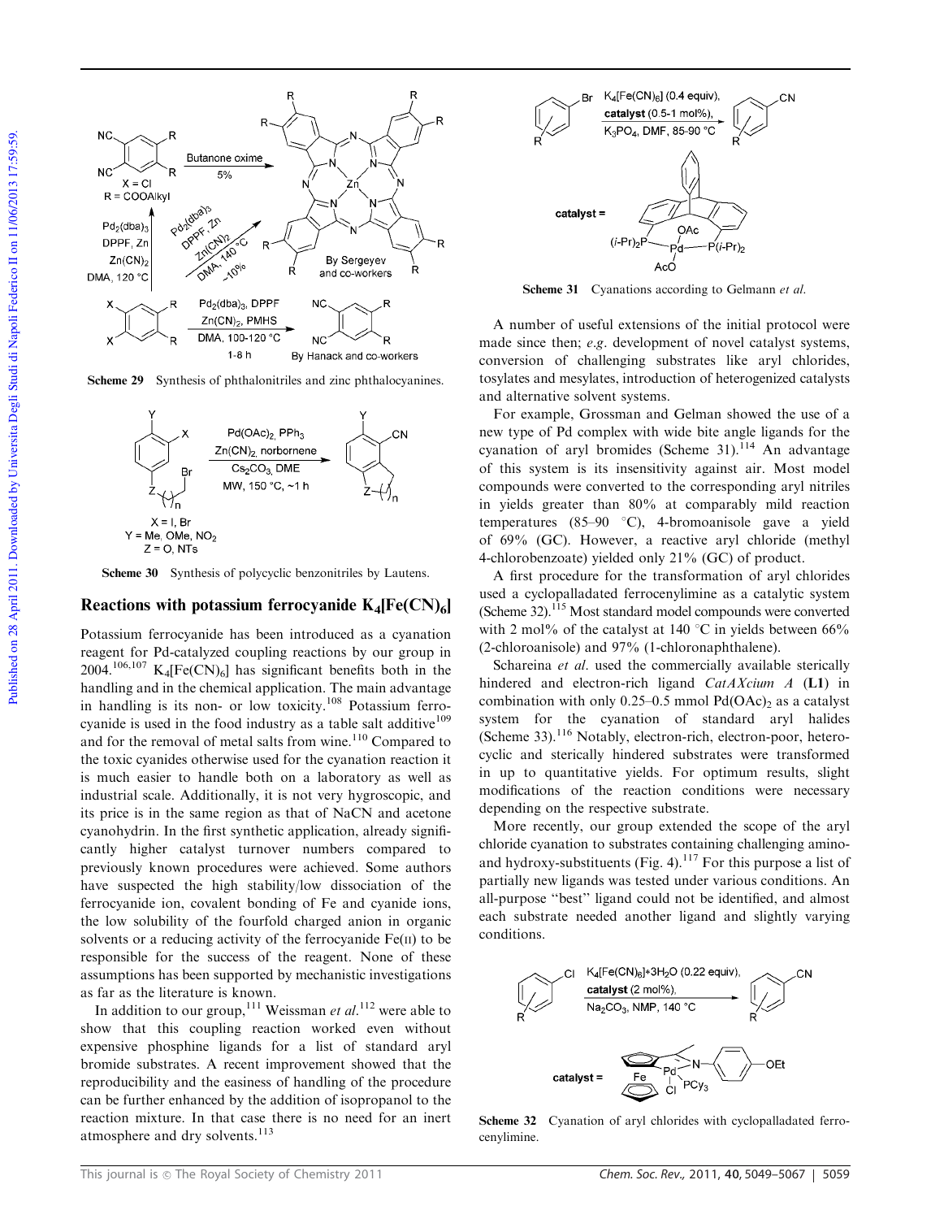Scheme 29 Synthesis of phthalonitriles and zinc phthalocyanines.

Scheme 30 Synthesis of polycyclic benzonitriles by Lautens.

## Reactions with potassium ferrocyanide $K_4[Fe(CN)_6]$

Potassium ferrocyanide has been introduced as a cyanation reagent for Pd-catalyzed coupling reactions by our group in 2004.[106,107] $K_4[Fe(CN)_6]$ has significant benefits both in the handling and in the chemical application. The main advantage in handling is its non- or low toxicity.[108] Potassium ferrocyanide is used in the food industry as a table salt additive[109] and for the removal of metal salts from wine.[110] Compared to the toxic cyanides otherwise used for the cyanation reaction it is much easier to handle both on a laboratory as well as industrial scale. Additionally, it is not very hygroscopic, and its price is in the same region as that of NaCN and acetone cyanohydrin. In the first synthetic application, already significantly higher catalyst turnover numbers compared to previously known procedures were achieved. Some authors have suspected the high stability/low dissociation of the ferrocyanide ion, covalent bonding of Fe and cyanide ions, the low solubility of the fourfold charged anion in organic solvents or a reducing activity of the ferrocyanide Fe(II) to be responsible for the success of the reagent. None of these assumptions has been supported by mechanistic investigations as far as the literature is known.

In addition to our group,[111] Weissman *et al.*[112] were able to show that this coupling reaction worked even without expensive phosphine ligands for a list of standard aryl bromide substrates. A recent improvement showed that the reproducibility and the easiness of handling of the procedure can be further enhanced by the addition of isopropanol to the reaction mixture. In that case there is no need for an inert atmosphere and dry solvents.[113]

Scheme 31 Cyanations according to Gelmann *et al.*

A number of useful extensions of the initial protocol were made since then; *e.g.* development of novel catalyst systems, conversion of challenging substrates like aryl chlorides, tosylates and mesylates, introduction of heterogenized catalysts and alternative solvent systems.

For example, Grossman and Gelman showed the use of a new type of Pd complex with wide bite angle ligands for the cyanation of aryl bromides (Scheme 31).[114] An advantage of this system is its insensitivity against air. Most model compounds were converted to the corresponding aryl nitriles in yields greater than 80% at comparably mild reaction temperatures (85–90 °C), 4-bromoanisole gave a yield of 69% (GC). However, a reactive aryl chloride (methyl 4-chlorobenzoate) yielded only 21% (GC) of product.

A first procedure for the transformation of aryl chlorides used a cyclopalladated ferrocenylimine as a catalytic system (Scheme 32).[115] Most standard model compounds were converted with 2 mol% of the catalyst at 140 °C in yields between 66% (2-chloroanisole) and 97% (1-chloronaphthalene).

Schareina *et al.* used the commercially available sterically hindered and electron-rich ligand *CatAXcium A* (**L1**) in combination with only 0.25–0.5 mmol $Pd(OAc)_2$ as a catalyst system for the cyanation of standard aryl halides (Scheme 33).[116] Notably, electron-rich, electron-poor, heterocyclic and sterically hindered substrates were transformed in up to quantitative yields. For optimum results, slight modifications of the reaction conditions were necessary depending on the respective substrate.

More recently, our group extended the scope of the aryl chloride cyanation to substrates containing challenging amino- and hydroxy-substituents (Fig. 4).[117] For this purpose a list of partially new ligands was tested under various conditions. An all-purpose "best" ligand could not be identified, and almost each substrate needed another ligand and slightly varying conditions.

Scheme 32 Cyanation of aryl chlorides with cyclopalladated ferrocenylimine.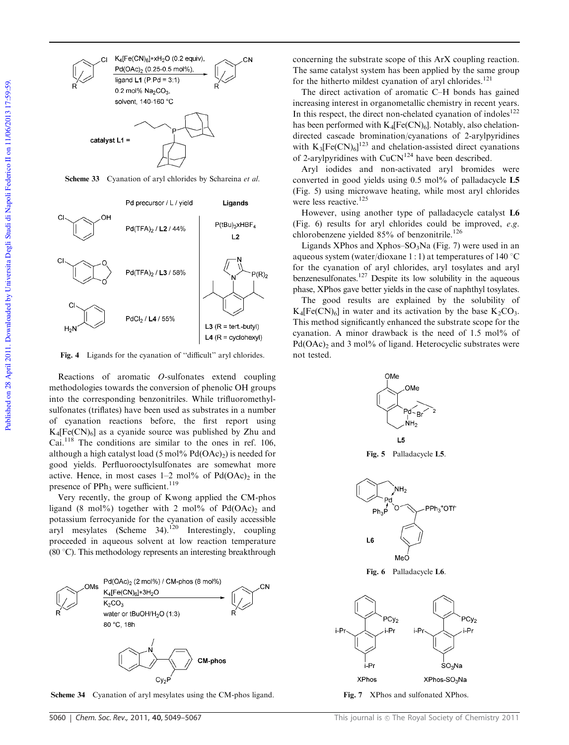Scheme 33 Cyanation of aryl chlorides by Schareina *et al.*

Fig. 4 Ligands for the cyanation of "difficult" aryl chlorides.

Reactions of aromatic *O*-sulfonates extend coupling methodologies towards the conversion of phenolic OH groups into the corresponding benzonitriles. While trifluoromethylsulfonates (triflates) have been used as substrates in a number of cyanation reactions before, the first report using $K_4[Fe(CN)_6]$ as a cyanide source was published by Zhu and Cai.[118] The conditions are similar to the ones in ref. 106, although a high catalyst load (5 mol% $Pd(OAc)_2$) is needed for good yields. Perfluorooctylsulfonates are somewhat more active. Hence, in most cases 1–2 mol% of $Pd(OAc)_2$ in the presence of $PPh_3$ were sufficient.[119]

Very recently, the group of Kwong applied the CM-phos ligand (8 mol%) together with 2 mol% of $Pd(OAc)_2$ and potassium ferrocyanide for the cyanation of easily accessible aryl mesylates (Scheme 34).[120] Interestingly, coupling proceeded in aqueous solvent at low reaction temperature (80 °C). This methodology represents an interesting breakthrough concerning the substrate scope of this ArX coupling reaction. The same catalyst system has been applied by the same group for the hitherto mildest cyanation of aryl chlorides.[121]

Scheme 34 Cyanation of aryl mesylates using the CM-phos ligand.

The direct activation of aromatic C–H bonds has gained increasing interest in organometallic chemistry in recent years. In this respect, the direct non-chelated cyanation of indoles[122] has been performed with $K_4[Fe(CN)_6]$. Notably, also chelation-directed cascade bromination/cyanations of 2-arylpyridines with $K_3[Fe(CN)_6]$[123] and chelation-assisted direct cyanations of 2-arylpyridines with CuCN[124] have been described.

Aryl iodides and non-activated aryl bromides were converted in good yields using 0.5 mol% of palladacycle **L5** (Fig. 5) using microwave heating, while most aryl chlorides were less reactive.[125]

However, using another type of palladacycle catalyst **L6** (Fig. 6) results for aryl chlorides could be improved, *e.g.* chlorobenzene yielded 85% of benzonitrile.[126]

Ligands XPhos and Xphos–$SO_3Na$ (Fig. 7) were used in an aqueous system (water/dioxane 1 : 1) at temperatures of 140 °C for the cyanation of aryl chlorides, aryl tosylates and aryl benzenesulfonates.[127] Despite its low solubility in the aqueous phase, XPhos gave better yields in the case of naphthyl tosylates.

The good results are explained by the solubility of $K_4[Fe(CN)_6]$ in water and its activation by the base $K_2CO_3$. This method significantly enhanced the substrate scope for the cyanation. A minor drawback is the need of 1.5 mol% of $Pd(OAc)_2$ and 3 mol% of ligand. Heterocyclic substrates were not tested.

Fig. 5 Palladacycle **L5**.

Fig. 6 Palladacycle **L6**.

Fig. 7 XPhos and sulfonated XPhos.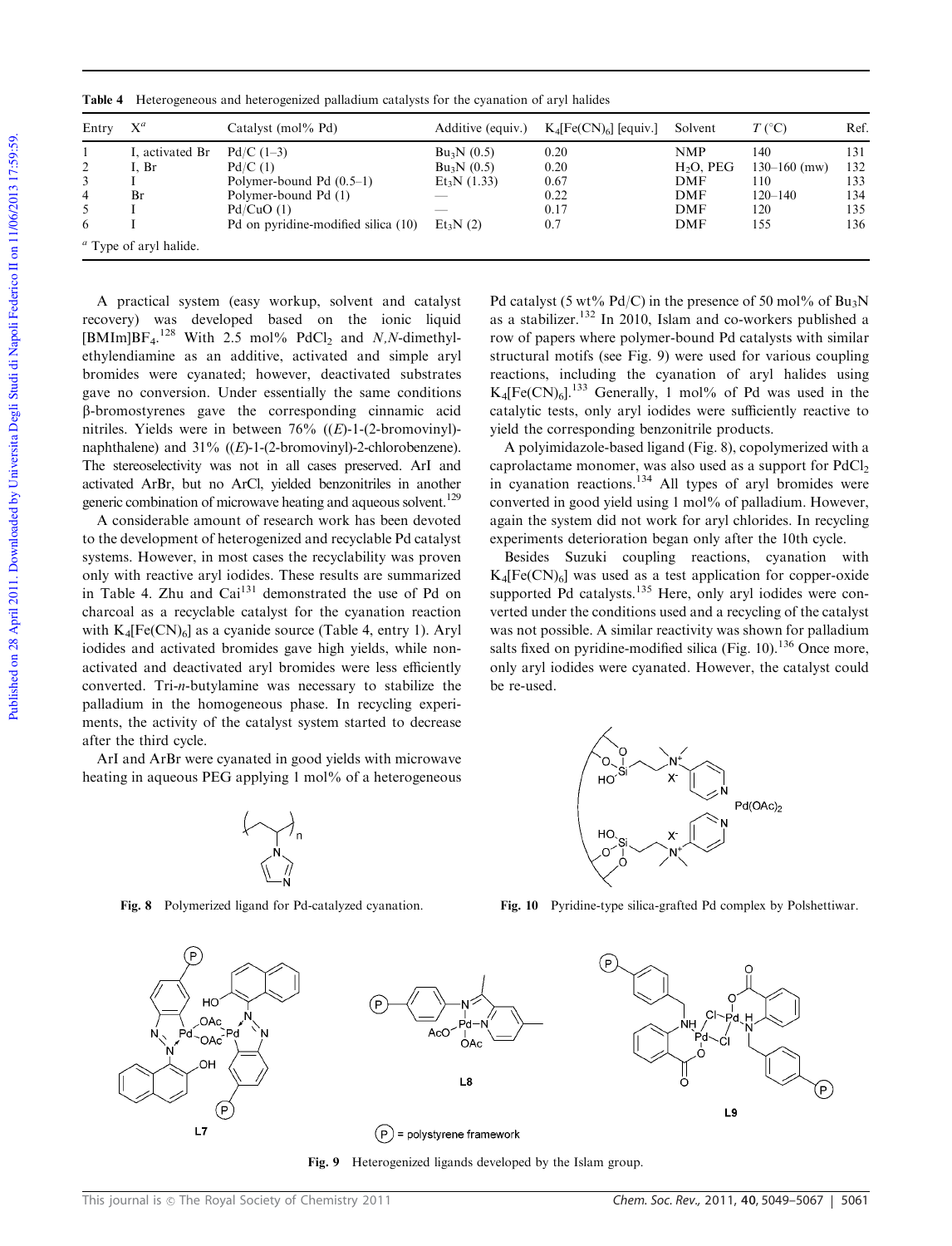**Table 4** Heterogeneous and heterogenized palladium catalysts for the cyanation of aryl halides

| Entry | X[a] | Catalyst (mol% Pd) | Additive (equiv.) | $K_4[Fe(CN)_6]$ [equiv.] | Solvent | T (°C) | Ref. |
|---|---|---|---|---|---|---|---|
| 1 | I, activated Br | Pd/C (1–3) | $Bu_3N$ (0.5) | 0.20 | NMP | 140 | 131 |
| 2 | I, Br | Pd/C (1) | $Bu_3N$ (0.5) | 0.20 | $H_2O$, PEG | 130–160 (mw) | 132 |
| 3 | I | Polymer-bound Pd (0.5–1) | $Et_3N$ (1.33) | 0.67 | DMF | 110 | 133 |
| 4 | Br | Polymer-bound Pd (1) | — | 0.22 | DMF | 120–140 | 134 |
| 5 | I | Pd/CuO (1) | — | 0.17 | DMF | 120 | 135 |
| 6 | I | Pd on pyridine-modified silica (10) | $Et_3N$ (2) | 0.7 | DMF | 155 | 136 |

[a] Type of aryl halide.

A practical system (easy workup, solvent and catalyst recovery) was developed based on the ionic liquid $[BMIm]BF_4$.[128] With 2.5 mol% $PdCl_2$ and *N*,*N*-dimethylethylendiamine as an additive, activated and simple aryl bromides were cyanated; however, deactivated substrates gave no conversion. Under essentially the same conditions β-bromostyrenes gave the corresponding cinnamic acid nitriles. Yields were in between 76% ((*E*)-1-(2-bromovinyl)-naphthalene) and 31% ((*E*)-1-(2-bromovinyl)-2-chlorobenzene). The stereoselectivity was not in all cases preserved. ArI and activated ArBr, but no ArCl, yielded benzonitriles in another generic combination of microwave heating and aqueous solvent.[129]

A considerable amount of research work has been devoted to the development of heterogenized and recyclable Pd catalyst systems. However, in most cases the recyclability was proven only with reactive aryl iodides. These results are summarized in Table 4. Zhu and Cai[131] demonstrated the use of Pd on charcoal as a recyclable catalyst for the cyanation reaction with $K_4[Fe(CN)_6]$ as a cyanide source (Table 4, entry 1). Aryl iodides and activated bromides gave high yields, while non-activated and deactivated aryl bromides were less efficiently converted. Tri-*n*-butylamine was necessary to stabilize the palladium in the homogeneous phase. In recycling experiments, the activity of the catalyst system started to decrease after the third cycle.

ArI and ArBr were cyanated in good yields with microwave heating in aqueous PEG applying 1 mol% of a heterogeneous Pd catalyst (5 wt% Pd/C) in the presence of 50 mol% of $Bu_3N$ as a stabilizer.[132] In 2010, Islam and co-workers published a row of papers where polymer-bound Pd catalysts with similar structural motifs (see Fig. 9) were used for various coupling reactions, including the cyanation of aryl halides using $K_4[Fe(CN)_6]$.[133] Generally, 1 mol% of Pd was used in the catalytic tests, only aryl iodides were sufficiently reactive to yield the corresponding benzonitrile products.

A polyimidazole-based ligand (Fig. 8), copolymerized with a caprolactame monomer, was also used as a support for $PdCl_2$ in cyanation reactions.[134] All types of aryl bromides were converted in good yield using 1 mol% of palladium. However, again the system did not work for aryl chlorides. In recycling experiments deterioration began only after the 10th cycle.

Besides Suzuki coupling reactions, cyanation with $K_4[Fe(CN)_6]$ was used as a test application for copper-oxide supported Pd catalysts.[135] Here, only aryl iodides were converted under the conditions used and a recycling of the catalyst was not possible. A similar reactivity was shown for palladium salts fixed on pyridine-modified silica (Fig. 10).[136] Once more, only aryl iodides were cyanated. However, the catalyst could be re-used.

**Fig. 8** Polymerized ligand for Pd-catalyzed cyanation.

**Fig. 10** Pyridine-type silica-grafted Pd complex by Polshettiwar.

**Fig. 9** Heterogenized ligands developed by the Islam group.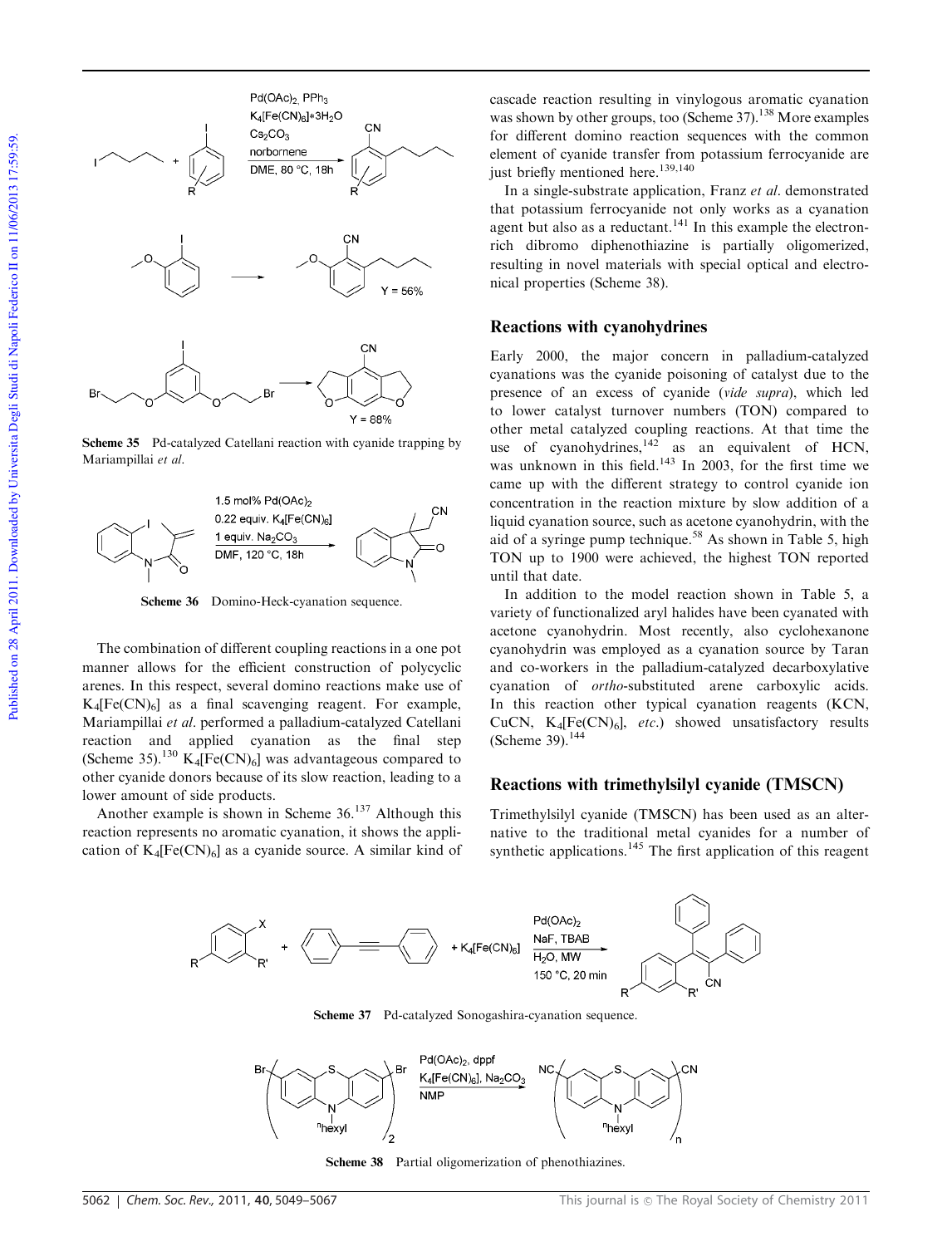Scheme 35 Pd-catalyzed Catellani reaction with cyanide trapping by Mariampillai *et al.*

Scheme 36 Domino-Heck-cyanation sequence.

The combination of different coupling reactions in a one pot manner allows for the efficient construction of polycyclic arenes. In this respect, several domino reactions make use of $K_4[Fe(CN)_6]$ as a final scavenging reagent. For example, Mariampillai *et al.* performed a palladium-catalyzed Catellani reaction and applied cyanation as the final step (Scheme 35).[130] $K_4[Fe(CN)_6]$ was advantageous compared to other cyanide donors because of its slow reaction, leading to a lower amount of side products.

Another example is shown in Scheme 36.[137] Although this reaction represents no aromatic cyanation, it shows the application of $K_4[Fe(CN)_6]$ as a cyanide source. A similar kind of cascade reaction resulting in vinylogous aromatic cyanation was shown by other groups, too (Scheme 37).[138] More examples for different domino reaction sequences with the common element of cyanide transfer from potassium ferrocyanide are just briefly mentioned here.[139,140]

In a single-substrate application, Franz *et al.* demonstrated that potassium ferrocyanide not only works as a cyanation agent but also as a reductant.[141] In this example the electron-rich dibromo diphenothiazine is partially oligomerized, resulting in novel materials with special optical and electronical properties (Scheme 38).

## Reactions with cyanohydrines

Early 2000, the major concern in palladium-catalyzed cyanations was the cyanide poisoning of catalyst due to the presence of an excess of cyanide (*vide supra*), which led to lower catalyst turnover numbers (TON) compared to other metal catalyzed coupling reactions. At that time the use of cyanohydrines,[142] as an equivalent of HCN, was unknown in this field.[143] In 2003, for the first time we came up with the different strategy to control cyanide ion concentration in the reaction mixture by slow addition of a liquid cyanation source, such as acetone cyanohydrin, with the aid of a syringe pump technique.[58] As shown in Table 5, high TON up to 1900 were achieved, the highest TON reported until that date.

In addition to the model reaction shown in Table 5, a variety of functionalized aryl halides have been cyanated with acetone cyanohydrin. Most recently, also cyclohexanone cyanohydrin was employed as a cyanation source by Taran and co-workers in the palladium-catalyzed decarboxylative cyanation of *ortho*-substituted arene carboxylic acids. In this reaction other typical cyanation reagents (KCN, CuCN, $K_4[Fe(CN)_6]$, *etc.*) showed unsatisfactory results (Scheme 39).[144]

## Reactions with trimethylsilyl cyanide (TMSCN)

Trimethylsilyl cyanide (TMSCN) has been used as an alternative to the traditional metal cyanides for a number of synthetic applications.[145] The first application of this reagent

Scheme 37 Pd-catalyzed Sonogashira-cyanation sequence.

Scheme 38 Partial oligomerization of phenothiazines.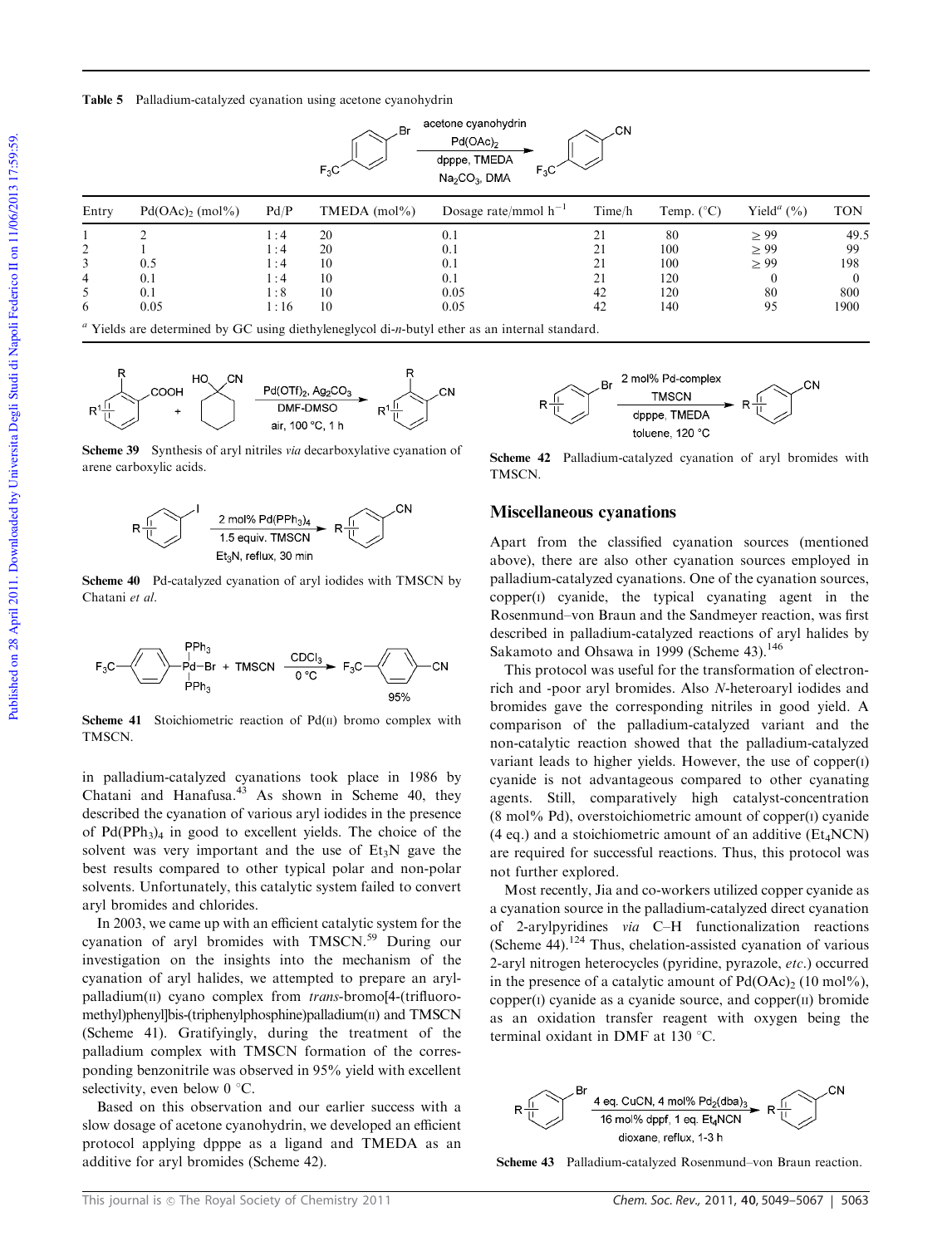**Table 5** Palladium-catalyzed cyanation using acetone cyanohydrin

| Entry | $Pd(OAc)_2$ (mol%) | Pd/P | TMEDA (mol%) | Dosage rate/mmol $h^{-1}$ | Time/h | Temp. (°C) | Yield[a] (%) | TON |
|---|---|---|---|---|---|---|---|---|
| 1 | 2 | 1 : 4 | 20 | 0.1 | 21 | 80 | ≥ 99 | 49.5 |
| 2 | 1 | 1 : 4 | 20 | 0.1 | 21 | 100 | ≥ 99 | 99 |
| 3 | 0.5 | 1 : 4 | 10 | 0.1 | 21 | 100 | ≥ 99 | 198 |
| 4 | 0.1 | 1 : 4 | 10 | 0.1 | 21 | 120 | 0 | 0 |
| 5 | 0.1 | 1 : 8 | 10 | 0.05 | 42 | 120 | 80 | 800 |
| 6 | 0.05 | 1 : 16 | 10 | 0.05 | 42 | 140 | 95 | 1900 |

[a] Yields are determined by GC using diethyleneglycol di-*n*-butyl ether as an internal standard.

**Scheme 39** Synthesis of aryl nitriles *via* decarboxylative cyanation of arene carboxylic acids.

**Scheme 40** Pd-catalyzed cyanation of aryl iodides with TMSCN by Chatani *et al.*

**Scheme 41** Stoichiometric reaction of Pd(II) bromo complex with TMSCN.

in palladium-catalyzed cyanations took place in 1986 by Chatani and Hanafusa.[43] As shown in Scheme 40, they described the cyanation of various aryl iodides in the presence of $Pd(PPh_3)_4$ in good to excellent yields. The choice of the solvent was very important and the use of $Et_3N$ gave the best results compared to other typical polar and non-polar solvents. Unfortunately, this catalytic system failed to convert aryl bromides and chlorides.

In 2003, we came up with an efficient catalytic system for the cyanation of aryl bromides with TMSCN.[59] During our investigation on the insights into the mechanism of the cyanation of aryl halides, we attempted to prepare an aryl-palladium(II) cyano complex from *trans*-bromo[4-(trifluoromethyl)phenyl]bis-(triphenylphosphine)palladium(II) and TMSCN (Scheme 41). Gratifyingly, during the treatment of the palladium complex with TMSCN formation of the corresponding benzonitrile was observed in 95% yield with excellent selectivity, even below 0 °C.

Based on this observation and our earlier success with a slow dosage of acetone cyanohydrin, we developed an efficient protocol applying dpppe as a ligand and TMEDA as an additive for aryl bromides (Scheme 42).

**Scheme 42** Palladium-catalyzed cyanation of aryl bromides with TMSCN.

## Miscellaneous cyanations

Apart from the classified cyanation sources (mentioned above), there are also other cyanation sources employed in palladium-catalyzed cyanations. One of the cyanation sources, copper(I) cyanide, the typical cyanating agent in the Rosenmund–von Braun and the Sandmeyer reaction, was first described in palladium-catalyzed reactions of aryl halides by Sakamoto and Ohsawa in 1999 (Scheme 43).[146]

This protocol was useful for the transformation of electron-rich and -poor aryl bromides. Also *N*-heteroaryl iodides and bromides gave the corresponding nitriles in good yield. A comparison of the palladium-catalyzed variant and the non-catalytic reaction showed that the palladium-catalyzed variant leads to higher yields. However, the use of copper(I) cyanide is not advantageous compared to other cyanating agents. Still, comparatively high catalyst-concentration (8 mol% Pd), overstoichiometric amount of copper(I) cyanide (4 eq.) and a stoichiometric amount of an additive ($Et_4NCN$) are required for successful reactions. Thus, this protocol was not further explored.

Most recently, Jia and co-workers utilized copper cyanide as a cyanation source in the palladium-catalyzed direct cyanation of 2-arylpyridines *via* C–H functionalization reactions (Scheme 44).[124] Thus, chelation-assisted cyanation of various 2-aryl nitrogen heterocycles (pyridine, pyrazole, *etc.*) occurred in the presence of a catalytic amount of $Pd(OAc)_2$ (10 mol%), copper(I) cyanide as a cyanide source, and copper(II) bromide as an oxidation transfer reagent with oxygen being the terminal oxidant in DMF at 130 °C.

**Scheme 43** Palladium-catalyzed Rosenmund–von Braun reaction.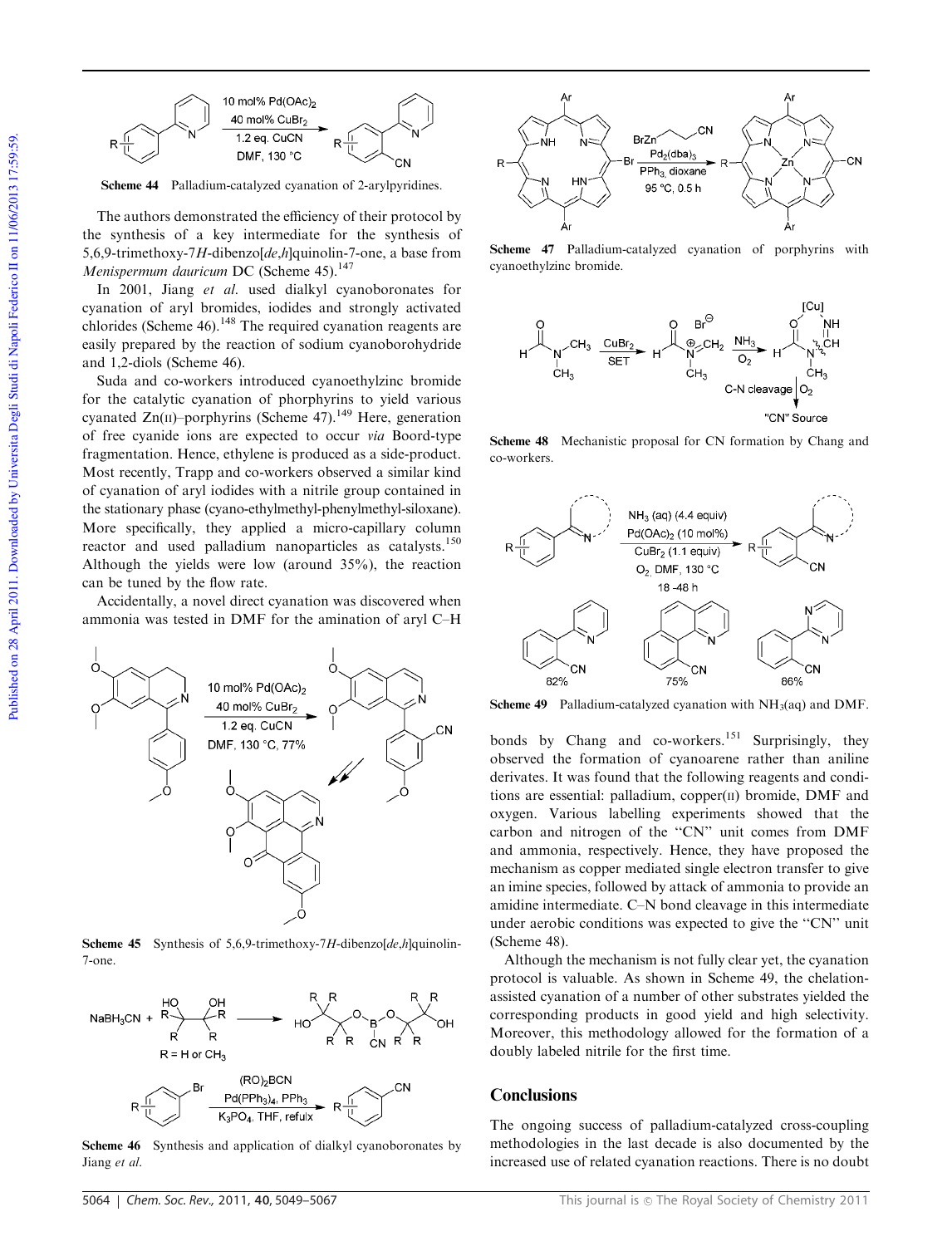Scheme 44 Palladium-catalyzed cyanation of 2-arylpyridines.

The authors demonstrated the efficiency of their protocol by the synthesis of a key intermediate for the synthesis of 5,6,9-trimethoxy-7*H*-dibenzo[*de*,*h*]quinolin-7-one, a base from *Menispermum dauricum* DC (Scheme 45).[147]

In 2001, Jiang *et al.* used dialkyl cyanoboronates for cyanation of aryl bromides, iodides and strongly activated chlorides (Scheme 46).[148] The required cyanation reagents are easily prepared by the reaction of sodium cyanoborohydride and 1,2-diols (Scheme 46).

Suda and co-workers introduced cyanoethylzinc bromide for the catalytic cyanation of phorphyrins to yield various cyanated Zn(II)–porphyrins (Scheme 47).[149] Here, generation of free cyanide ions are expected to occur *via* Boord-type fragmentation. Hence, ethylene is produced as a side-product. Most recently, Trapp and co-workers observed a similar kind of cyanation of aryl iodides with a nitrile group contained in the stationary phase (cyano-ethylmethyl-phenylmethyl-siloxane). More specifically, they applied a micro-capillary column reactor and used palladium nanoparticles as catalysts.[150] Although the yields were low (around 35%), the reaction can be tuned by the flow rate.

Accidentally, a novel direct cyanation was discovered when ammonia was tested in DMF for the amination of aryl C–H bonds by Chang and co-workers.[151] Surprisingly, they observed the formation of cyanoarene rather than aniline derivates. It was found that the following reagents and conditions are essential: palladium, copper(II) bromide, DMF and oxygen. Various labelling experiments showed that the carbon and nitrogen of the "CN" unit comes from DMF and ammonia, respectively. Hence, they have proposed the mechanism as copper mediated single electron transfer to give an imine species, followed by attack of ammonia to provide an amidine intermediate. C–N bond cleavage in this intermediate under aerobic conditions was expected to give the "CN" unit (Scheme 48).

Scheme 45 Synthesis of 5,6,9-trimethoxy-7*H*-dibenzo[*de*,*h*]quinolin-7-one.

Scheme 46 Synthesis and application of dialkyl cyanoboronates by Jiang *et al.*

Scheme 47 Palladium-catalyzed cyanation of porphyrins with cyanoethylzinc bromide.

Scheme 48 Mechanistic proposal for CN formation by Chang and co-workers.

Scheme 49 Palladium-catalyzed cyanation with $NH_3$(aq) and DMF.

Although the mechanism is not fully clear yet, the cyanation protocol is valuable. As shown in Scheme 49, the chelation-assisted cyanation of a number of other substrates yielded the corresponding products in good yield and high selectivity. Moreover, this methodology allowed for the formation of a doubly labeled nitrile for the first time.

## Conclusions

The ongoing success of palladium-catalyzed cross-coupling methodologies in the last decade is also documented by the increased use of related cyanation reactions. There is no doubt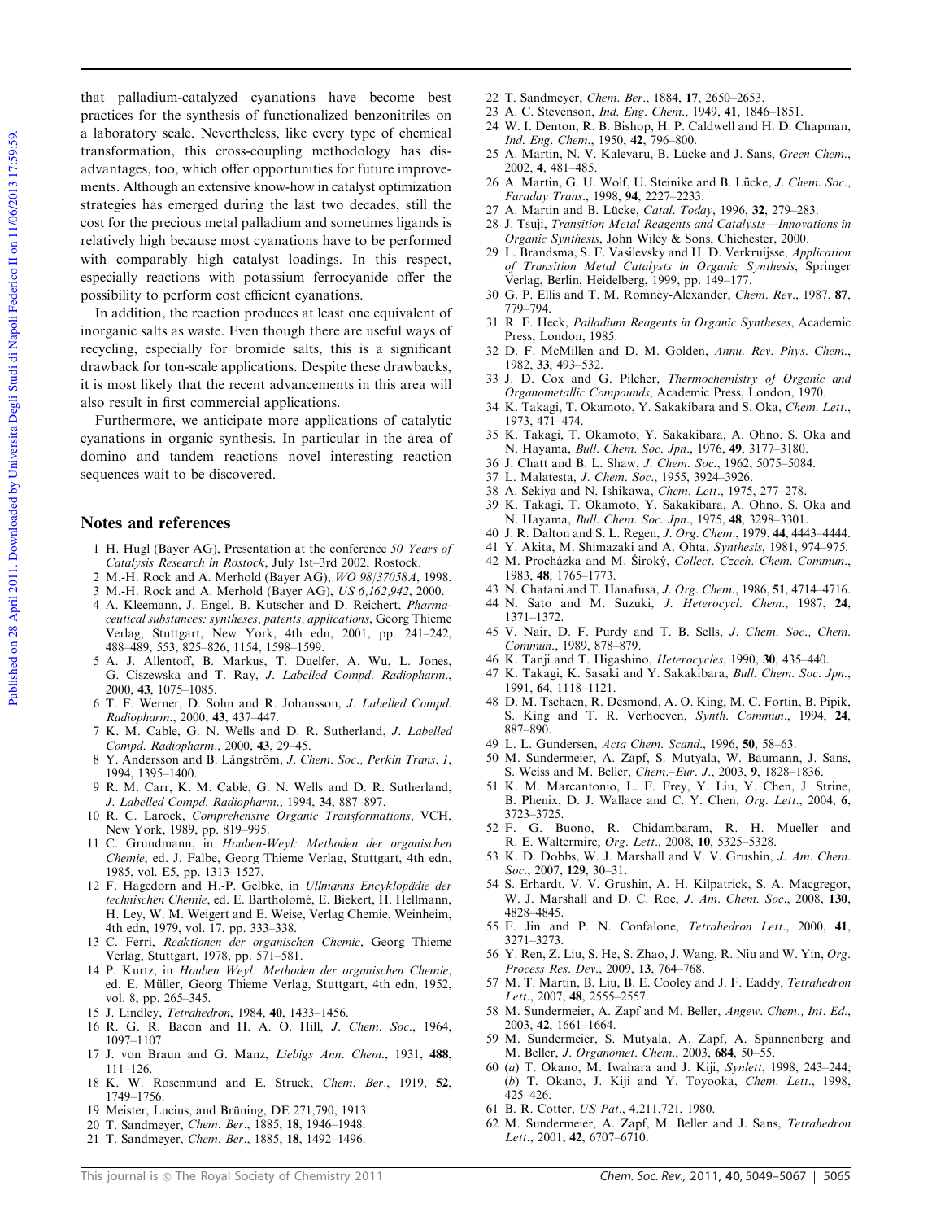that palladium-catalyzed cyanations have become best practices for the synthesis of functionalized benzonitriles on a laboratory scale. Nevertheless, like every type of chemical transformation, this cross-coupling methodology has disadvantages, too, which offer opportunities for future improvements. Although an extensive know-how in catalyst optimization strategies has emerged during the last two decades, still the cost for the precious metal palladium and sometimes ligands is relatively high because most cyanations have to be performed with comparably high catalyst loadings. In this respect, especially reactions with potassium ferrocyanide offer the possibility to perform cost efficient cyanations.

In addition, the reaction produces at least one equivalent of inorganic salts as waste. Even though there are useful ways of recycling, especially for bromide salts, this is a significant drawback for ton-scale applications. Despite these drawbacks, it is most likely that the recent advancements in this area will also result in first commercial applications.

Furthermore, we anticipate more applications of catalytic cyanations in organic synthesis. In particular in the area of domino and tandem reactions novel interesting reaction sequences wait to be discovered.

## Notes and references

1 H. Hugl (Bayer AG), Presentation at the conference *50 Years of Catalysis Research in Rostock*, July 1st–3rd 2002, Rostock.
2 M.-H. Rock and A. Merhold (Bayer AG), *WO 98/37058A*, 1998.
3 M.-H. Rock and A. Merhold (Bayer AG), *US 6,162,942*, 2000.
4 A. Kleemann, J. Engel, B. Kutscher and D. Reichert, *Pharmaceutical substances: syntheses, patents, applications*, Georg Thieme Verlag, Stuttgart, New York, 4th edn, 2001, pp. 241–242, 488–489, 553, 825–826, 1154, 1598–1599.
5 A. J. Allentoff, J. Markus, T. Duelfer, A. Wu, L. Jones, G. Ciszewska and T. Ray, *J. Labelled Compd. Radiopharm.*, 2000, **43**, 1075–1085.
6 T. F. Werner, D. Sohn and R. Johansson, *J. Labelled Compd. Radiopharm.*, 2000, **43**, 437–447.
7 K. M. Cable, G. N. Wells and D. R. Sutherland, *J. Labelled Compd. Radiopharm.*, 2000, **43**, 29–45.
8 Y. Andersson and B. Långström, *J. Chem. Soc., Perkin Trans. 1*, 1994, 1395–1400.
9 R. M. Carr, K. M. Cable, G. N. Wells and D. R. Sutherland, *J. Labelled Compd. Radiopharm.*, 1994, **34**, 887–897.
10 R. C. Larock, *Comprehensive Organic Transformations*, VCH, New York, 1989, pp. 819–995.
11 C. Grundmann, in *Houben-Weyl: Methoden der organischen Chemie*, ed. J. Falbe, Georg Thieme Verlag, Stuttgart, 4th edn, 1985, vol. E5, pp. 1313–1527.
12 F. Hagedorn and H.-P. Gelbke, in *Ullmanns Encyklopädie der technischen Chemie*, ed. E. Bartholomé, E. Biekert, H. Hellmann, H. Ley, W. M. Weigert and E. Weise, Verlag Chemie, Weinheim, 4th edn, 1979, vol. 17, pp. 333–338.
13 C. Ferri, *Reaktionen der organischen Chemie*, Georg Thieme Verlag, Stuttgart, 1978, pp. 571–581.
14 P. Kurtz, in *Houben Weyl: Methoden der organischen Chemie*, ed. E. Müller, Georg Thieme Verlag, Stuttgart, 4th edn, 1952, vol. 8, pp. 265–345.
15 J. Lindley, *Tetrahedron*, 1984, **40**, 1433–1456.
16 R. G. R. Bacon and H. A. O. Hill, *J. Chem. Soc.*, 1964, 1097–1107.
17 J. von Braun and G. Manz, *Liebigs Ann. Chem.*, 1931, **488**, 111–126.
18 K. W. Rosenmund and E. Struck, *Chem. Ber.*, 1919, **52**, 1749–1756.
19 Meister, Lucius, and Brüning, DE 271,790, 1913.
20 T. Sandmeyer, *Chem. Ber.*, 1885, **18**, 1946–1948.
21 T. Sandmeyer, *Chem. Ber.*, 1885, **18**, 1492–1496.
22 T. Sandmeyer, *Chem. Ber.*, 1884, **17**, 2650–2653.
23 A. C. Stevenson, *Ind. Eng. Chem.*, 1949, **41**, 1846–1851.
24 W. I. Denton, R. B. Bishop, H. P. Caldwell and H. D. Chapman, *Ind. Eng. Chem.*, 1950, **42**, 796–800.
25 A. Martin, N. V. Kalevaru, B. Lücke and J. Sans, *Green Chem.*, 2002, **4**, 481–485.
26 A. Martin, G. U. Wolf, U. Steinike and B. Lücke, *J. Chem. Soc., Faraday Trans.*, 1998, **94**, 2227–2233.
27 A. Martin and B. Lücke, *Catal. Today*, 1996, **32**, 279–283.
28 J. Tsuji, *Transition Metal Reagents and Catalysts—Innovations in Organic Synthesis*, John Wiley & Sons, Chichester, 2000.
29 L. Brandsma, S. F. Vasilevsky and H. D. Verkruijsse, *Application of Transition Metal Catalysts in Organic Synthesis*, Springer Verlag, Berlin, Heidelberg, 1999, pp. 149–177.
30 G. P. Ellis and T. M. Romney-Alexander, *Chem. Rev.*, 1987, **87**, 779–794.
31 R. F. Heck, *Palladium Reagents in Organic Syntheses*, Academic Press, London, 1985.
32 D. F. McMillen and D. M. Golden, *Annu. Rev. Phys. Chem.*, 1982, **33**, 493–532.
33 J. D. Cox and G. Pilcher, *Thermochemistry of Organic and Organometallic Compounds*, Academic Press, London, 1970.
34 K. Takagi, T. Okamoto, Y. Sakakibara and S. Oka, *Chem. Lett.*, 1973, 471–474.
35 K. Takagi, T. Okamoto, Y. Sakakibara, A. Ohno, S. Oka and N. Hayama, *Bull. Chem. Soc. Jpn.*, 1976, **49**, 3177–3180.
36 J. Chatt and B. L. Shaw, *J. Chem. Soc.*, 1962, 5075–5084.
37 L. Malatesta, *J. Chem. Soc.*, 1955, 3924–3926.
38 A. Sekiya and N. Ishikawa, *Chem. Lett.*, 1975, 277–278.
39 K. Takagi, T. Okamoto, Y. Sakakibara, A. Ohno, S. Oka and N. Hayama, *Bull. Chem. Soc. Jpn.*, 1975, **48**, 3298–3301.
40 J. R. Dalton and S. L. Regen, *J. Org. Chem.*, 1979, **44**, 4443–4444.
41 Y. Akita, M. Shimazaki and A. Ohta, *Synthesis*, 1981, 974–975.
42 M. Procházka and M. Široký, *Collect. Czech. Chem. Commun.*, 1983, **48**, 1765–1773.
43 N. Chatani and T. Hanafusa, *J. Org. Chem.*, 1986, **51**, 4714–4716.
44 N. Sato and M. Suzuki, *J. Heterocycl. Chem.*, 1987, **24**, 1371–1372.
45 V. Nair, D. F. Purdy and T. B. Sells, *J. Chem. Soc., Chem. Commun.*, 1989, 878–879.
46 K. Tanji and T. Higashino, *Heterocycles*, 1990, **30**, 435–440.
47 K. Takagi, K. Sasaki and Y. Sakakibara, *Bull. Chem. Soc. Jpn.*, 1991, **64**, 1118–1121.
48 D. M. Tschaen, R. Desmond, A. O. King, M. C. Fortin, B. Pipik, S. King and T. R. Verhoeven, *Synth. Commun.*, 1994, **24**, 887–890.
49 L. L. Gundersen, *Acta Chem. Scand.*, 1996, **50**, 58–63.
50 M. Sundermeier, A. Zapf, S. Mutyala, W. Baumann, J. Sans, S. Weiss and M. Beller, *Chem.–Eur. J.*, 2003, **9**, 1828–1836.
51 K. M. Marcantonio, L. F. Frey, Y. Liu, Y. Chen, J. Strine, B. Phenix, D. J. Wallace and C. Y. Chen, *Org. Lett.*, 2004, **6**, 3723–3725.
52 F. G. Buono, R. Chidambaram, R. H. Mueller and R. E. Waltermire, *Org. Lett.*, 2008, **10**, 5325–5328.
53 K. D. Dobbs, W. J. Marshall and V. V. Grushin, *J. Am. Chem. Soc.*, 2007, **129**, 30–31.
54 S. Erhardt, V. V. Grushin, A. H. Kilpatrick, S. A. Macgregor, W. J. Marshall and D. C. Roe, *J. Am. Chem. Soc.*, 2008, **130**, 4828–4845.
55 F. Jin and P. N. Confalone, *Tetrahedron Lett.*, 2000, **41**, 3271–3273.
56 Y. Ren, Z. Liu, S. He, S. Zhao, J. Wang, R. Niu and W. Yin, *Org. Process Res. Dev.*, 2009, **13**, 764–768.
57 M. T. Martin, B. Liu, B. E. Cooley and J. F. Eaddy, *Tetrahedron Lett.*, 2007, **48**, 2555–2557.
58 M. Sundermeier, A. Zapf and M. Beller, *Angew. Chem., Int. Ed.*, 2003, **42**, 1661–1664.
59 M. Sundermeier, S. Mutyala, A. Zapf, A. Spannenberg and M. Beller, *J. Organomet. Chem.*, 2003, **684**, 50–55.
60 (*a*) T. Okano, M. Iwahara and J. Kiji, *Synlett*, 1998, 243–244; (*b*) T. Okano, J. Kiji and Y. Toyooka, *Chem. Lett.*, 1998, 425–426.
61 B. R. Cotter, *US Pat.*, 4,211,721, 1980.
62 M. Sundermeier, A. Zapf, M. Beller and J. Sans, *Tetrahedron Lett.*, 2001, **42**, 6707–6710.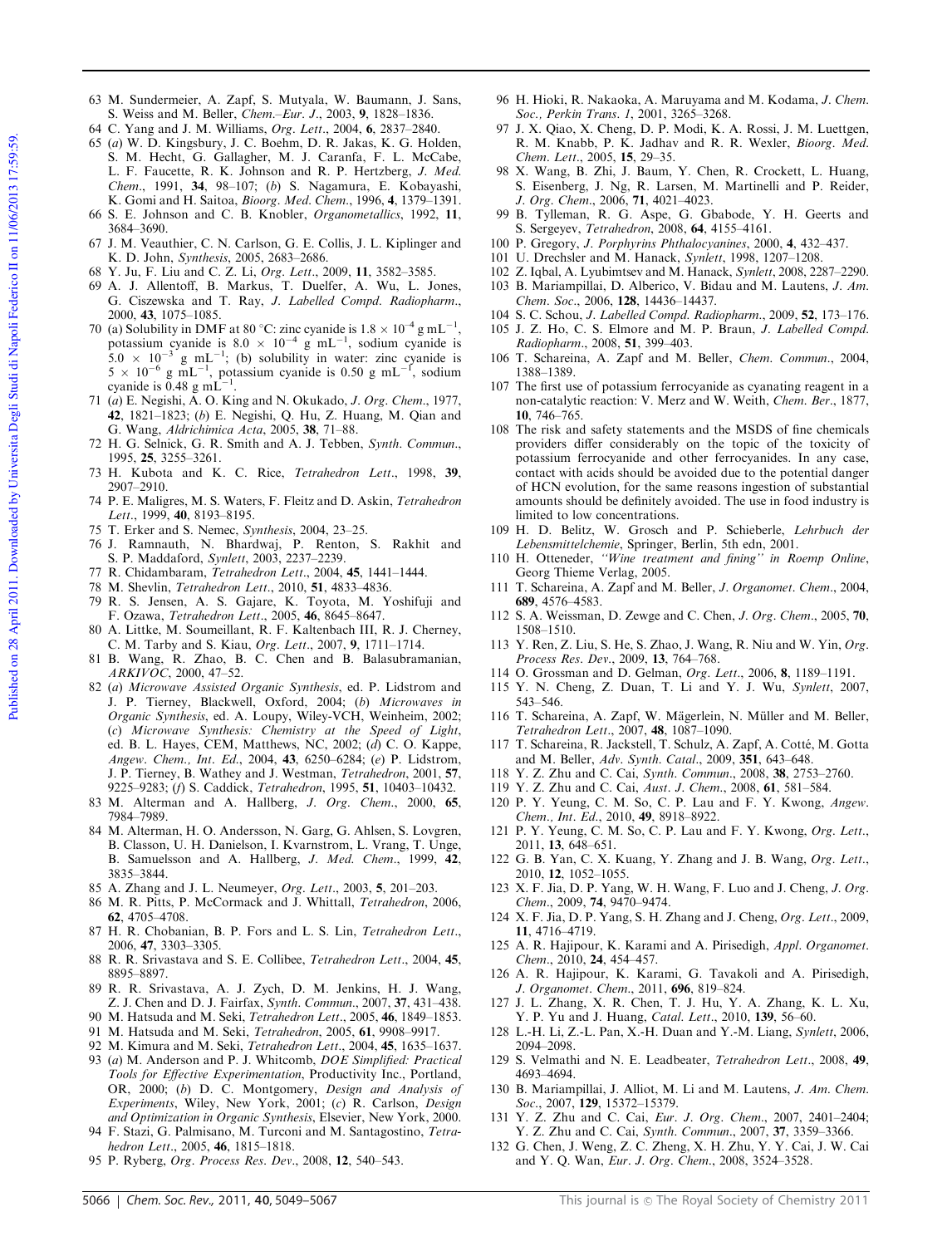63 M. Sundermeier, A. Zapf, S. Mutyala, W. Baumann, J. Sans, S. Weiss and M. Beller, *Chem.–Eur. J.*, 2003, **9**, 1828–1836.

64 C. Yang and J. M. Williams, *Org. Lett.*, 2004, **6**, 2837–2840.

65 (*a*) W. D. Kingsbury, J. C. Boehm, D. R. Jakas, K. G. Holden, S. M. Hecht, G. Gallagher, M. J. Caranfa, F. L. McCabe, L. F. Faucette, R. K. Johnson and R. P. Hertzberg, *J. Med. Chem.*, 1991, **34**, 98–107; (*b*) S. Nagamura, E. Kobayashi, K. Gomi and H. Saitoa, *Bioorg. Med. Chem.*, 1996, **4**, 1379–1391.

66 S. E. Johnson and C. B. Knobler, *Organometallics*, 1992, **11**, 3684–3690.

67 J. M. Veauthier, C. N. Carlson, G. E. Collis, J. L. Kiplinger and K. D. John, *Synthesis*, 2005, 2683–2686.

68 Y. Ju, F. Liu and C. Z. Li, *Org. Lett.*, 2009, **11**, 3582–3585.

69 A. J. Allentoff, B. Markus, T. Duelfer, A. Wu, L. Jones, G. Ciszewska and T. Ray, *J. Labelled Compd. Radiopharm.*, 2000, **43**, 1075–1085.

70 (a) Solubility in DMF at 80 °C: zinc cyanide is $1.8 \times 10^{-4}$ g mL$^{-1}$, potassium cyanide is $8.0 \times 10^{-4}$ g mL$^{-1}$, sodium cyanide is $5.0 \times 10^{-3}$ g mL$^{-1}$; (b) solubility in water: zinc cyanide is $5 \times 10^{-6}$ g mL$^{-1}$, potassium cyanide is 0.50 g mL$^{-1}$, sodium cyanide is 0.48 g mL$^{-1}$.

71 (*a*) E. Negishi, A. O. King and N. Okukado, *J. Org. Chem.*, 1977, **42**, 1821–1823; (*b*) E. Negishi, Q. Hu, Z. Huang, M. Qian and G. Wang, *Aldrichimica Acta*, 2005, **38**, 71–88.

72 H. G. Selnick, G. R. Smith and A. J. Tebben, *Synth. Commun.*, 1995, **25**, 3255–3261.

73 H. Kubota and K. C. Rice, *Tetrahedron Lett.*, 1998, **39**, 2907–2910.

74 P. E. Maligres, M. S. Waters, F. Fleitz and D. Askin, *Tetrahedron Lett.*, 1999, **40**, 8193–8195.

75 T. Erker and S. Nemec, *Synthesis*, 2004, 23–25.

76 J. Ramnauth, N. Bhardwaj, P. Renton, S. Rakhit and S. P. Maddaford, *Synlett*, 2003, 2237–2239.

77 R. Chidambaram, *Tetrahedron Lett.*, 2004, **45**, 1441–1444.

78 M. Shevlin, *Tetrahedron Lett.*, 2010, **51**, 4833–4836.

79 R. S. Jensen, A. S. Gajare, K. Toyota, M. Yoshifuji and F. Ozawa, *Tetrahedron Lett.*, 2005, **46**, 8645–8647.

80 A. Littke, M. Soumeillant, R. F. Kaltenbach III, R. J. Cherney, C. M. Tarby and S. Kiau, *Org. Lett.*, 2007, **9**, 1711–1714.

81 B. Wang, R. Zhao, B. C. Chen and B. Balasubramanian, *ARKIVOC*, 2000, 47–52.

82 (*a*) *Microwave Assisted Organic Synthesis*, ed. P. Lidstrom and J. P. Tierney, Blackwell, Oxford, 2004; (*b*) *Microwaves in Organic Synthesis*, ed. A. Loupy, Wiley-VCH, Weinheim, 2002; (*c*) *Microwave Synthesis: Chemistry at the Speed of Light*, ed. B. L. Hayes, CEM, Matthews, NC, 2002; (*d*) C. O. Kappe, *Angew. Chem., Int. Ed.*, 2004, **43**, 6250–6284; (*e*) P. Lidstrom, J. P. Tierney, B. Wathey and J. Westman, *Tetrahedron*, 2001, **57**, 9225–9283; (*f*) S. Caddick, *Tetrahedron*, 1995, **51**, 10403–10432.

83 M. Alterman and A. Hallberg, *J. Org. Chem.*, 2000, **65**, 7984–7989.

84 M. Alterman, H. O. Andersson, N. Garg, G. Ahlsen, S. Lovgren, B. Classon, U. H. Danielson, I. Kvarnstrom, L. Vrang, T. Unge, B. Samuelsson and A. Hallberg, *J. Med. Chem.*, 1999, **42**, 3835–3844.

85 A. Zhang and J. L. Neumeyer, *Org. Lett.*, 2003, **5**, 201–203.

86 M. R. Pitts, P. McCormack and J. Whittall, *Tetrahedron*, 2006, **62**, 4705–4708.

87 H. R. Chobanian, B. P. Fors and L. S. Lin, *Tetrahedron Lett.*, 2006, **47**, 3303–3305.

88 R. R. Srivastava and S. E. Collibee, *Tetrahedron Lett.*, 2004, **45**, 8895–8897.

89 R. R. Srivastava, A. J. Zych, D. M. Jenkins, H. J. Wang, Z. J. Chen and D. J. Fairfax, *Synth. Commun.*, 2007, **37**, 431–438.

90 M. Hatsuda and M. Seki, *Tetrahedron Lett.*, 2005, **46**, 1849–1853.

91 M. Hatsuda and M. Seki, *Tetrahedron*, 2005, **61**, 9908–9917.

92 M. Kimura and M. Seki, *Tetrahedron Lett.*, 2004, **45**, 1635–1637.

93 (*a*) M. Anderson and P. J. Whitcomb, *DOE Simplified: Practical Tools for Effective Experimentation*, Productivity Inc., Portland, OR, 2000; (*b*) D. C. Montgomery, *Design and Analysis of Experiments*, Wiley, New York, 2001; (*c*) R. Carlson, *Design and Optimization in Organic Synthesis*, Elsevier, New York, 2000.

94 F. Stazi, G. Palmisano, M. Turconi and M. Santagostino, *Tetrahedron Lett.*, 2005, **46**, 1815–1818.

95 P. Ryberg, *Org. Process Res. Dev.*, 2008, **12**, 540–543.

96 H. Hioki, R. Nakaoka, A. Maruyama and M. Kodama, *J. Chem. Soc., Perkin Trans. 1*, 2001, 3265–3268.

97 J. X. Qiao, X. Cheng, D. P. Modi, K. A. Rossi, J. M. Luettgen, R. M. Knabb, P. K. Jadhav and R. R. Wexler, *Bioorg. Med. Chem. Lett.*, 2005, **15**, 29–35.

98 X. Wang, B. Zhi, J. Baum, Y. Chen, R. Crockett, L. Huang, S. Eisenberg, J. Ng, R. Larsen, M. Martinelli and P. Reider, *J. Org. Chem.*, 2006, **71**, 4021–4023.

99 B. Tylleman, R. G. Aspe, G. Gbabode, Y. H. Geerts and S. Sergeyev, *Tetrahedron*, 2008, **64**, 4155–4161.

100 P. Gregory, *J. Porphyrins Phthalocyanines*, 2000, **4**, 432–437.

101 U. Drechsler and M. Hanack, *Synlett*, 1998, 1207–1208.

102 Z. Iqbal, A. Lyubimtsev and M. Hanack, *Synlett*, 2008, 2287–2290.

103 B. Mariampillai, D. Alberico, V. Bidau and M. Lautens, *J. Am. Chem. Soc.*, 2006, **128**, 14436–14437.

104 S. C. Schou, *J. Labelled Compd. Radiopharm.*, 2009, **52**, 173–176.

105 J. Z. Ho, C. S. Elmore and M. P. Braun, *J. Labelled Compd. Radiopharm.*, 2008, **51**, 399–403.

106 T. Schareina, A. Zapf and M. Beller, *Chem. Commun.*, 2004, 1388–1389.

107 The first use of potassium ferrocyanide as cyanating reagent in a non-catalytic reaction: V. Merz and W. Weith, *Chem. Ber.*, 1877, **10**, 746–765.

108 The risk and safety statements and the MSDS of fine chemicals providers differ considerably on the topic of the toxicity of potassium ferrocyanide and other ferrocyanides. In any case, contact with acids should be avoided due to the potential danger of HCN evolution, for the same reasons ingestion of substantial amounts should be definitely avoided. The use in food industry is limited to low concentrations.

109 H. D. Belitz, W. Grosch and P. Schieberle, *Lehrbuch der Lebensmittelchemie*, Springer, Berlin, 5th edn, 2001.

110 H. Otteneder, *"Wine treatment and fining" in Roemp Online*, Georg Thieme Verlag, 2005.

111 T. Schareina, A. Zapf and M. Beller, *J. Organomet. Chem.*, 2004, **689**, 4576–4583.

112 S. A. Weissman, D. Zewge and C. Chen, *J. Org. Chem.*, 2005, **70**, 1508–1510.

113 Y. Ren, Z. Liu, S. He, S. Zhao, J. Wang, R. Niu and W. Yin, *Org. Process Res. Dev.*, 2009, **13**, 764–768.

114 O. Grossman and D. Gelman, *Org. Lett.*, 2006, **8**, 1189–1191.

115 Y. N. Cheng, Z. Duan, T. Li and Y. J. Wu, *Synlett*, 2007, 543–546.

116 T. Schareina, A. Zapf, W. Mägerlein, N. Müller and M. Beller, *Tetrahedron Lett.*, 2007, **48**, 1087–1090.

117 T. Schareina, R. Jackstell, T. Schulz, A. Zapf, A. Cotté, M. Gotta and M. Beller, *Adv. Synth. Catal.*, 2009, **351**, 643–648.

118 Y. Z. Zhu and C. Cai, *Synth. Commun.*, 2008, **38**, 2753–2760.

119 Y. Z. Zhu and C. Cai, *Aust. J. Chem.*, 2008, **61**, 581–584.

120 P. Y. Yeung, C. M. So, C. P. Lau and F. Y. Kwong, *Angew. Chem., Int. Ed.*, 2010, **49**, 8918–8922.

121 P. Y. Yeung, C. M. So, C. P. Lau and F. Y. Kwong, *Org. Lett.*, 2011, **13**, 648–651.

122 G. B. Yan, C. X. Kuang, Y. Zhang and J. B. Wang, *Org. Lett.*, 2010, **12**, 1052–1055.

123 X. F. Jia, D. P. Yang, W. H. Wang, F. Luo and J. Cheng, *J. Org. Chem.*, 2009, **74**, 9470–9474.

124 X. F. Jia, D. P. Yang, S. H. Zhang and J. Cheng, *Org. Lett.*, 2009, **11**, 4716–4719.

125 A. R. Hajipour, K. Karami and A. Pirisedigh, *Appl. Organomet. Chem.*, 2010, **24**, 454–457.

126 A. R. Hajipour, K. Karami, G. Tavakoli and A. Pirisedigh, *J. Organomet. Chem.*, 2011, **696**, 819–824.

127 J. L. Zhang, X. R. Chen, T. J. Hu, Y. A. Zhang, K. L. Xu, Y. P. Yu and J. Huang, *Catal. Lett.*, 2010, **139**, 56–60.

128 L.-H. Li, Z.-L. Pan, X.-H. Duan and Y.-M. Liang, *Synlett*, 2006, 2094–2098.

129 S. Velmathi and N. E. Leadbeater, *Tetrahedron Lett.*, 2008, **49**, 4693–4694.

130 B. Mariampillai, J. Alliot, M. Li and M. Lautens, *J. Am. Chem. Soc.*, 2007, **129**, 15372–15379.

131 Y. Z. Zhu and C. Cai, *Eur. J. Org. Chem.*, 2007, 2401–2404; Y. Z. Zhu and C. Cai, *Synth. Commun.*, 2007, **37**, 3359–3366.

132 G. Chen, J. Weng, Z. C. Zheng, X. H. Zhu, Y. Y. Cai, J. W. Cai and Y. Q. Wan, *Eur. J. Org. Chem.*, 2008, 3524–3528.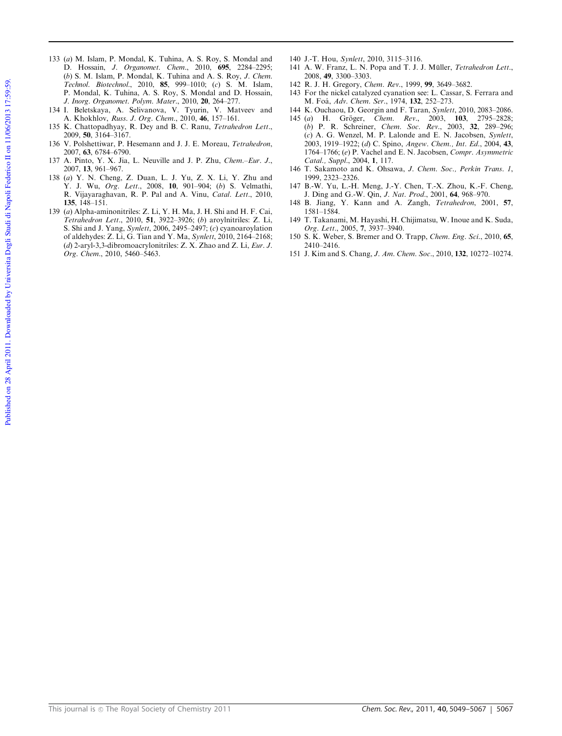133 (*a*) M. Islam, P. Mondal, K. Tuhina, A. S. Roy, S. Mondal and D. Hossain, *J. Organomet. Chem.*, 2010, **695**, 2284–2295; (*b*) S. M. Islam, P. Mondal, K. Tuhina and A. S. Roy, *J. Chem. Technol. Biotechnol.*, 2010, **85**, 999–1010; (*c*) S. M. Islam, P. Mondal, K. Tuhina, A. S. Roy, S. Mondal and D. Hossain, *J. Inorg. Organomet. Polym. Mater.*, 2010, **20**, 264–277.

134 I. Beletskaya, A. Selivanova, V. Tyurin, V. Matveev and A. Khokhlov, *Russ. J. Org. Chem.*, 2010, **46**, 157–161.

135 K. Chattopadhyay, R. Dey and B. C. Ranu, *Tetrahedron Lett.*, 2009, **50**, 3164–3167.

136 V. Polshettiwar, P. Hesemann and J. J. E. Moreau, *Tetrahedron*, 2007, **63**, 6784–6790.

137 A. Pinto, Y. X. Jia, L. Neuville and J. P. Zhu, *Chem.–Eur. J.*, 2007, **13**, 961–967.

138 (*a*) Y. N. Cheng, Z. Duan, L. J. Yu, Z. X. Li, Y. Zhu and Y. J. Wu, *Org. Lett.*, 2008, **10**, 901–904; (*b*) S. Velmathi, R. Vijayaraghavan, R. P. Pal and A. Vinu, *Catal. Lett.*, 2010, **135**, 148–151.

139 (*a*) Alpha-aminonitriles: Z. Li, Y. H. Ma, J. H. Shi and H. F. Cai, *Tetrahedron Lett.*, 2010, **51**, 3922–3926; (*b*) aroylnitriles: Z. Li, S. Shi and J. Yang, *Synlett*, 2006, 2495–2497; (*c*) cyanoaroylation of aldehydes: Z. Li, G. Tian and Y. Ma, *Synlett*, 2010, 2164–2168; (*d*) 2-aryl-3,3-dibromoacrylonitriles: Z. X. Zhao and Z. Li, *Eur. J. Org. Chem.*, 2010, 5460–5463.

140 J.-T. Hou, *Synlett*, 2010, 3115–3116.

141 A. W. Franz, L. N. Popa and T. J. J. Müller, *Tetrahedron Lett.*, 2008, **49**, 3300–3303.

142 R. J. H. Gregory, *Chem. Rev.*, 1999, **99**, 3649–3682.

143 For the nickel catalyzed cyanation see: L. Cassar, S. Ferrara and M. Foá, *Adv. Chem. Ser.*, 1974, **132**, 252–273.

144 K. Ouchaou, D. Georgin and F. Taran, *Synlett*, 2010, 2083–2086.

145 (*a*) H. Gröger, *Chem. Rev.*, 2003, **103**, 2795–2828; (*b*) P. R. Schreiner, *Chem. Soc. Rev.*, 2003, **32**, 289–296; (*c*) A. G. Wenzel, M. P. Lalonde and E. N. Jacobsen, *Synlett*, 2003, 1919–1922; (*d*) C. Spino, *Angew. Chem., Int. Ed.*, 2004, **43**, 1764–1766; (*e*) P. Vachel and E. N. Jacobsen, *Compr. Asymmetric Catal., Suppl.*, 2004, **1**, 117.

146 T. Sakamoto and K. Ohsawa, *J. Chem. Soc., Perkin Trans. 1*, 1999, 2323–2326.

147 B.-W. Yu, L.-H. Meng, J.-Y. Chen, T.-X. Zhou, K.-F. Cheng, J. Ding and G.-W. Qin, *J. Nat. Prod.*, 2001, **64**, 968–970.

148 B. Jiang, Y. Kann and A. Zangh, *Tetrahedron*, 2001, **57**, 1581–1584.

149 T. Takanami, M. Hayashi, H. Chijimatsu, W. Inoue and K. Suda, *Org. Lett.*, 2005, **7**, 3937–3940.

150 S. K. Weber, S. Bremer and O. Trapp, *Chem. Eng. Sci.*, 2010, **65**, 2410–2416.

151 J. Kim and S. Chang, *J. Am. Chem. Soc.*, 2010, **132**, 10272–10274.